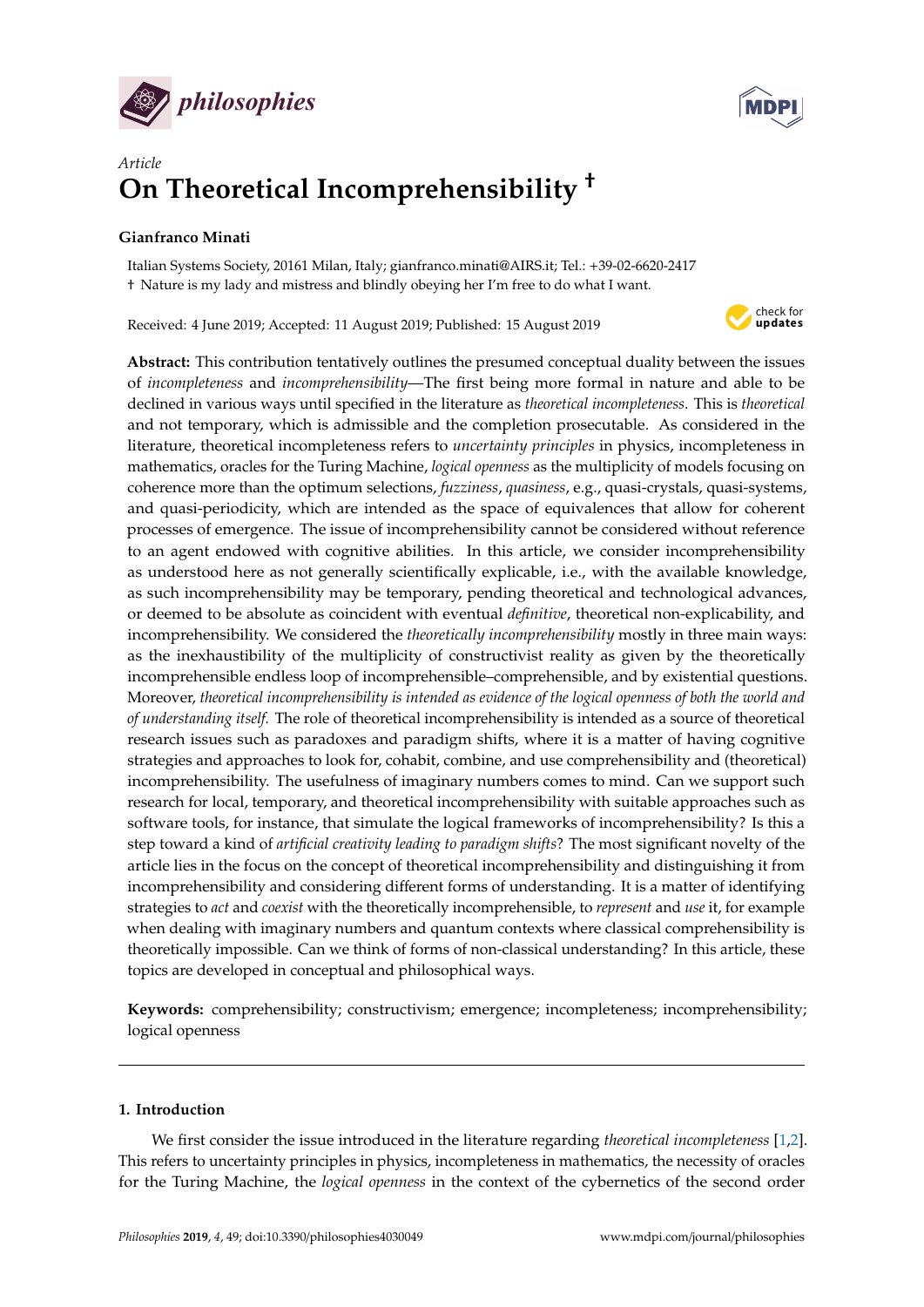*Article*

# On Theoretical Incomprehensibility †

**Gianfranco Minati**

Italian Systems Society, 20161 Milan, Italy; gianfranco.minati@AIRS.it; Tel.: +39-02-6620-2417
† Nature is my lady and mistress and blindly obeying her I'm free to do what I want.

Received: 4 June 2019; Accepted: 11 August 2019; Published: 15 August 2019

**Abstract:** This contribution tentatively outlines the presumed conceptual duality between the issues of *incompleteness* and *incomprehensibility*—The first being more formal in nature and able to be declined in various ways until specified in the literature as *theoretical incompleteness*. This is *theoretical* and not temporary, which is admissible and the completion prosecutable. As considered in the literature, theoretical incompleteness refers to *uncertainty principles* in physics, incompleteness in mathematics, oracles for the Turing Machine, *logical openness* as the multiplicity of models focusing on coherence more than the optimum selections, *fuzziness*, *quasiness*, e.g., quasi-crystals, quasi-systems, and quasi-periodicity, which are intended as the space of equivalences that allow for coherent processes of emergence. The issue of incomprehensibility cannot be considered without reference to an agent endowed with cognitive abilities. In this article, we consider incomprehensibility as understood here as not generally scientifically explicable, i.e., with the available knowledge, as such incomprehensibility may be temporary, pending theoretical and technological advances, or deemed to be absolute as coincident with eventual *definitive*, theoretical non-explicability, and incomprehensibility. We considered the *theoretically incomprehensibility* mostly in three main ways: as the inexhaustibility of the multiplicity of constructivist reality as given by the theoretically incomprehensible endless loop of incomprehensible–comprehensible, and by existential questions. Moreover, *theoretical incomprehensibility is intended as evidence of the logical openness of both the world and of understanding itself.* The role of theoretical incomprehensibility is intended as a source of theoretical research issues such as paradoxes and paradigm shifts, where it is a matter of having cognitive strategies and approaches to look for, cohabit, combine, and use comprehensibility and (theoretical) incomprehensibility. The usefulness of imaginary numbers comes to mind. Can we support such research for local, temporary, and theoretical incomprehensibility with suitable approaches such as software tools, for instance, that simulate the logical frameworks of incomprehensibility? Is this a step toward a kind of *artificial creativity leading to paradigm shifts*? The most significant novelty of the article lies in the focus on the concept of theoretical incomprehensibility and distinguishing it from incomprehensibility and considering different forms of understanding. It is a matter of identifying strategies to *act* and *coexist* with the theoretically incomprehensible, to *represent* and *use* it, for example when dealing with imaginary numbers and quantum contexts where classical comprehensibility is theoretically impossible. Can we think of forms of non-classical understanding? In this article, these topics are developed in conceptual and philosophical ways.

**Keywords:** comprehensibility; constructivism; emergence; incompleteness; incomprehensibility; logical openness

## 1. Introduction

We first consider the issue introduced in the literature regarding *theoretical incompleteness* [1,2]. This refers to uncertainty principles in physics, incompleteness in mathematics, the necessity of oracles for the Turing Machine, the *logical openness* in the context of the cybernetics of the second order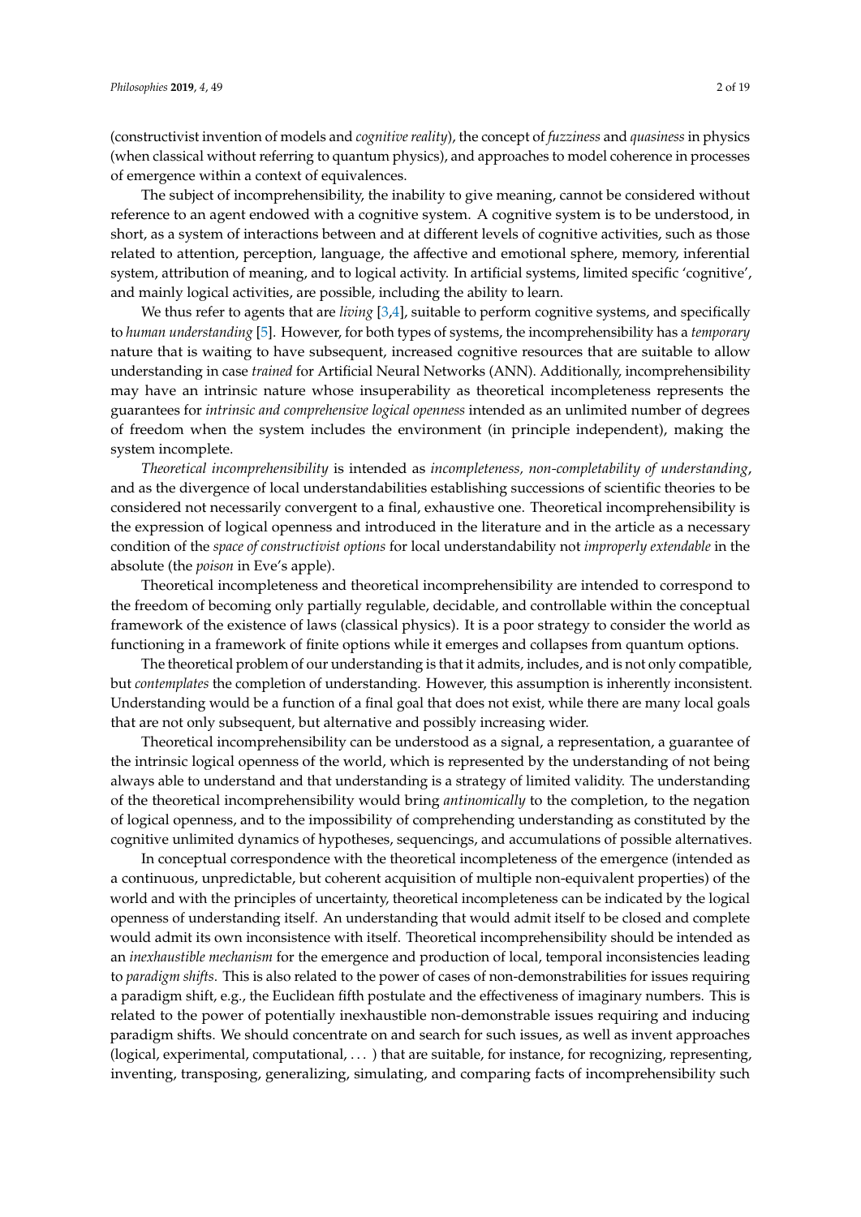(constructivist invention of models and *cognitive reality*), the concept of *fuzziness* and *quasiness* in physics (when classical without referring to quantum physics), and approaches to model coherence in processes of emergence within a context of equivalences.

The subject of incomprehensibility, the inability to give meaning, cannot be considered without reference to an agent endowed with a cognitive system. A cognitive system is to be understood, in short, as a system of interactions between and at different levels of cognitive activities, such as those related to attention, perception, language, the affective and emotional sphere, memory, inferential system, attribution of meaning, and to logical activity. In artificial systems, limited specific 'cognitive', and mainly logical activities, are possible, including the ability to learn.

We thus refer to agents that are *living* [3,4], suitable to perform cognitive systems, and specifically to *human understanding* [5]. However, for both types of systems, the incomprehensibility has a *temporary* nature that is waiting to have subsequent, increased cognitive resources that are suitable to allow understanding in case *trained* for Artificial Neural Networks (ANN). Additionally, incomprehensibility may have an intrinsic nature whose insuperability as theoretical incompleteness represents the guarantees for *intrinsic and comprehensive logical openness* intended as an unlimited number of degrees of freedom when the system includes the environment (in principle independent), making the system incomplete.

*Theoretical incomprehensibility* is intended as *incompleteness, non-completability of understanding*, and as the divergence of local understandabilities establishing successions of scientific theories to be considered not necessarily convergent to a final, exhaustive one. Theoretical incomprehensibility is the expression of logical openness and introduced in the literature and in the article as a necessary condition of the *space of constructivist options* for local understandability not *improperly extendable* in the absolute (the *poison* in Eve's apple).

Theoretical incompleteness and theoretical incomprehensibility are intended to correspond to the freedom of becoming only partially regulable, decidable, and controllable within the conceptual framework of the existence of laws (classical physics). It is a poor strategy to consider the world as functioning in a framework of finite options while it emerges and collapses from quantum options.

The theoretical problem of our understanding is that it admits, includes, and is not only compatible, but *contemplates* the completion of understanding. However, this assumption is inherently inconsistent. Understanding would be a function of a final goal that does not exist, while there are many local goals that are not only subsequent, but alternative and possibly increasing wider.

Theoretical incomprehensibility can be understood as a signal, a representation, a guarantee of the intrinsic logical openness of the world, which is represented by the understanding of not being always able to understand and that understanding is a strategy of limited validity. The understanding of the theoretical incomprehensibility would bring *antinomically* to the completion, to the negation of logical openness, and to the impossibility of comprehending understanding as constituted by the cognitive unlimited dynamics of hypotheses, sequencings, and accumulations of possible alternatives.

In conceptual correspondence with the theoretical incompleteness of the emergence (intended as a continuous, unpredictable, but coherent acquisition of multiple non-equivalent properties) of the world and with the principles of uncertainty, theoretical incompleteness can be indicated by the logical openness of understanding itself. An understanding that would admit itself to be closed and complete would admit its own inconsistence with itself. Theoretical incomprehensibility should be intended as an *inexhaustible mechanism* for the emergence and production of local, temporal inconsistencies leading to *paradigm shifts*. This is also related to the power of cases of non-demonstrabilities for issues requiring a paradigm shift, e.g., the Euclidean fifth postulate and the effectiveness of imaginary numbers. This is related to the power of potentially inexhaustible non-demonstrable issues requiring and inducing paradigm shifts. We should concentrate on and search for such issues, as well as invent approaches (logical, experimental, computational, ... ) that are suitable, for instance, for recognizing, representing, inventing, transposing, generalizing, simulating, and comparing facts of incomprehensibility such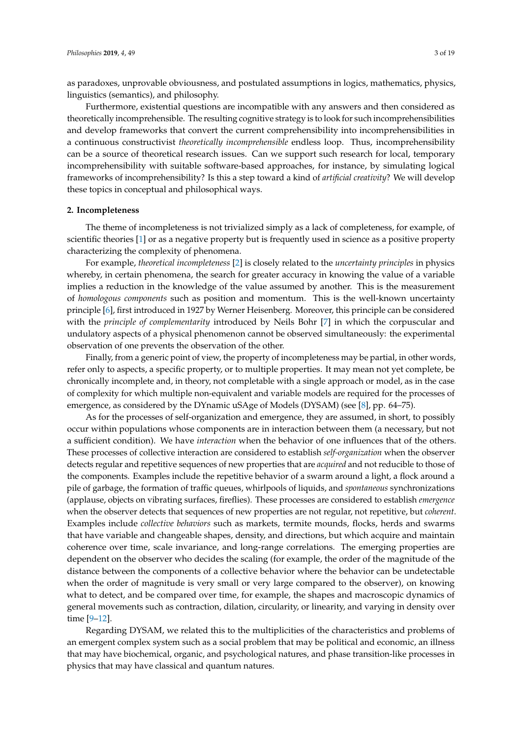as paradoxes, unprovable obviousness, and postulated assumptions in logics, mathematics, physics, linguistics (semantics), and philosophy.

Furthermore, existential questions are incompatible with any answers and then considered as theoretically incomprehensible. The resulting cognitive strategy is to look for such incomprehensibilities and develop frameworks that convert the current comprehensibility into incomprehensibilities in a continuous constructivist *theoretically incomprehensible* endless loop. Thus, incomprehensibility can be a source of theoretical research issues. Can we support such research for local, temporary incomprehensibility with suitable software-based approaches, for instance, by simulating logical frameworks of incomprehensibility? Is this a step toward a kind of *artificial creativity*? We will develop these topics in conceptual and philosophical ways.

## 2. Incompleteness

The theme of incompleteness is not trivialized simply as a lack of completeness, for example, of scientific theories [1] or as a negative property but is frequently used in science as a positive property characterizing the complexity of phenomena.

For example, *theoretical incompleteness* [2] is closely related to the *uncertainty principles* in physics whereby, in certain phenomena, the search for greater accuracy in knowing the value of a variable implies a reduction in the knowledge of the value assumed by another. This is the measurement of *homologous components* such as position and momentum. This is the well-known uncertainty principle [6], first introduced in 1927 by Werner Heisenberg. Moreover, this principle can be considered with the *principle of complementarity* introduced by Neils Bohr [7] in which the corpuscular and undulatory aspects of a physical phenomenon cannot be observed simultaneously: the experimental observation of one prevents the observation of the other.

Finally, from a generic point of view, the property of incompleteness may be partial, in other words, refer only to aspects, a specific property, or to multiple properties. It may mean not yet complete, be chronically incomplete and, in theory, not completable with a single approach or model, as in the case of complexity for which multiple non-equivalent and variable models are required for the processes of emergence, as considered by the DYnamic uSAge of Models (DYSAM) (see [8], pp. 64–75).

As for the processes of self-organization and emergence, they are assumed, in short, to possibly occur within populations whose components are in interaction between them (a necessary, but not a sufficient condition). We have *interaction* when the behavior of one influences that of the others. These processes of collective interaction are considered to establish *self-organization* when the observer detects regular and repetitive sequences of new properties that are *acquired* and not reducible to those of the components. Examples include the repetitive behavior of a swarm around a light, a flock around a pile of garbage, the formation of traffic queues, whirlpools of liquids, and *spontaneous* synchronizations (applause, objects on vibrating surfaces, fireflies). These processes are considered to establish *emergence* when the observer detects that sequences of new properties are not regular, not repetitive, but *coherent*. Examples include *collective behaviors* such as markets, termite mounds, flocks, herds and swarms that have variable and changeable shapes, density, and directions, but which acquire and maintain coherence over time, scale invariance, and long-range correlations. The emerging properties are dependent on the observer who decides the scaling (for example, the order of the magnitude of the distance between the components of a collective behavior where the behavior can be undetectable when the order of magnitude is very small or very large compared to the observer), on knowing what to detect, and be compared over time, for example, the shapes and macroscopic dynamics of general movements such as contraction, dilation, circularity, or linearity, and varying in density over time [9–12].

Regarding DYSAM, we related this to the multiplicities of the characteristics and problems of an emergent complex system such as a social problem that may be political and economic, an illness that may have biochemical, organic, and psychological natures, and phase transition-like processes in physics that may have classical and quantum natures.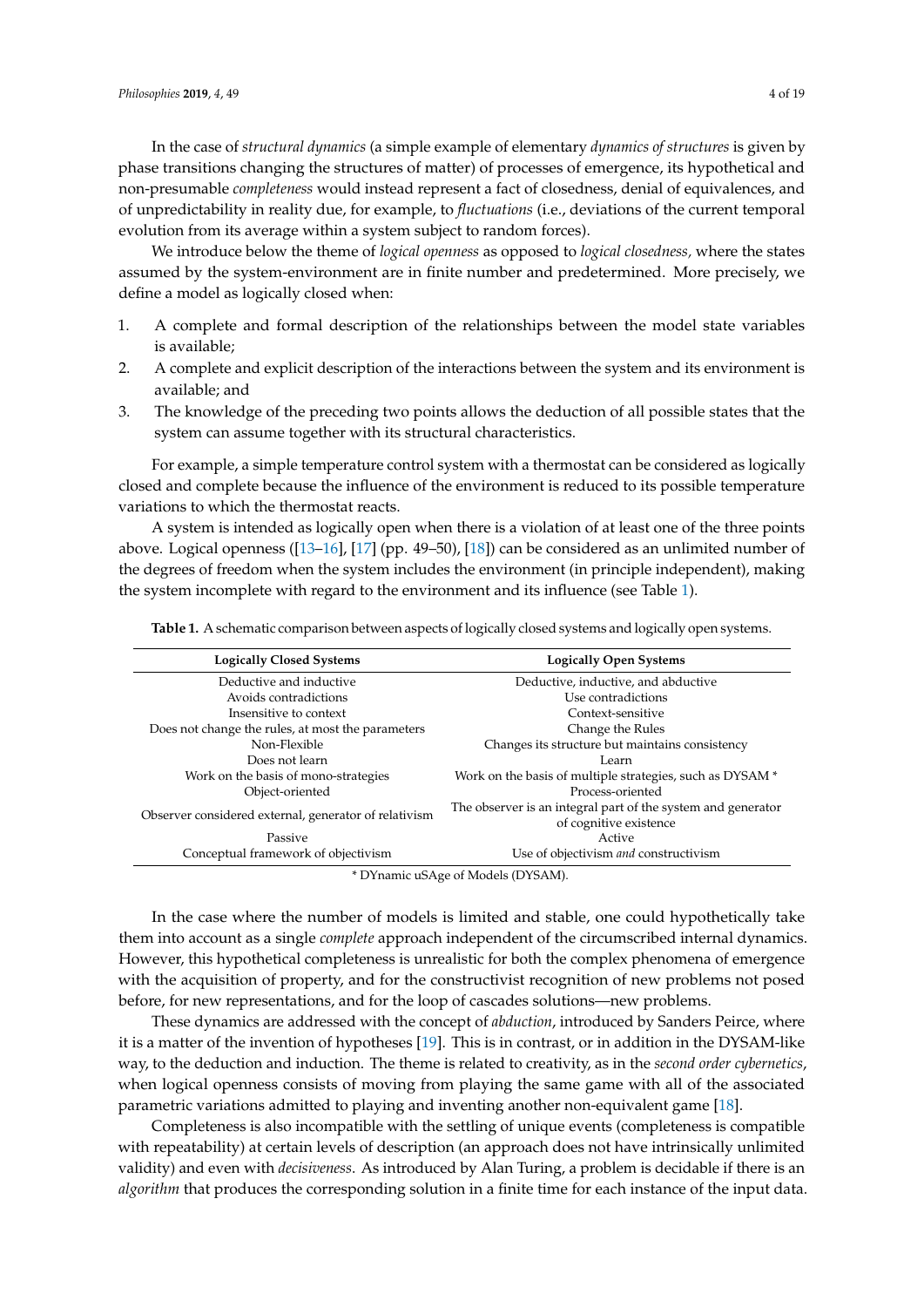In the case of *structural dynamics* (a simple example of elementary *dynamics of structures* is given by phase transitions changing the structures of matter) of processes of emergence, its hypothetical and non-presumable *completeness* would instead represent a fact of closedness, denial of equivalences, and of unpredictability in reality due, for example, to *fluctuations* (i.e., deviations of the current temporal evolution from its average within a system subject to random forces).

We introduce below the theme of *logical openness* as opposed to *logical closedness*, where the states assumed by the system-environment are in finite number and predetermined. More precisely, we define a model as logically closed when:

1. A complete and formal description of the relationships between the model state variables is available;
2. A complete and explicit description of the interactions between the system and its environment is available; and
3. The knowledge of the preceding two points allows the deduction of all possible states that the system can assume together with its structural characteristics.

For example, a simple temperature control system with a thermostat can be considered as logically closed and complete because the influence of the environment is reduced to its possible temperature variations to which the thermostat reacts.

A system is intended as logically open when there is a violation of at least one of the three points above. Logical openness ([13–16], [17] (pp. 49–50), [18]) can be considered as an unlimited number of the degrees of freedom when the system includes the environment (in principle independent), making the system incomplete with regard to the environment and its influence (see Table 1).

**Table 1.** A schematic comparison between aspects of logically closed systems and logically open systems.

| Logically Closed Systems | Logically Open Systems |
|---|---|
| Deductive and inductive | Deductive, inductive, and abductive |
| Avoids contradictions | Use contradictions |
| Insensitive to context | Context-sensitive |
| Does not change the rules, at most the parameters | Change the Rules |
| Non-Flexible | Changes its structure but maintains consistency |
| Does not learn | Learn |
| Work on the basis of mono-strategies | Work on the basis of multiple strategies, such as DYSAM * |
| Object-oriented | Process-oriented |
| Observer considered external, generator of relativism | The observer is an integral part of the system and generator of cognitive existence |
| Passive | Active |
| Conceptual framework of objectivism | Use of objectivism *and* constructivism |

\* DYnamic uSAge of Models (DYSAM).

In the case where the number of models is limited and stable, one could hypothetically take them into account as a single *complete* approach independent of the circumscribed internal dynamics. However, this hypothetical completeness is unrealistic for both the complex phenomena of emergence with the acquisition of property, and for the constructivist recognition of new problems not posed before, for new representations, and for the loop of cascades solutions—new problems.

These dynamics are addressed with the concept of *abduction*, introduced by Sanders Peirce, where it is a matter of the invention of hypotheses [19]. This is in contrast, or in addition in the DYSAM-like way, to the deduction and induction. The theme is related to creativity, as in the *second order cybernetics*, when logical openness consists of moving from playing the same game with all of the associated parametric variations admitted to playing and inventing another non-equivalent game [18].

Completeness is also incompatible with the settling of unique events (completeness is compatible with repeatability) at certain levels of description (an approach does not have intrinsically unlimited validity) and even with *decisiveness*. As introduced by Alan Turing, a problem is decidable if there is an *algorithm* that produces the corresponding solution in a finite time for each instance of the input data.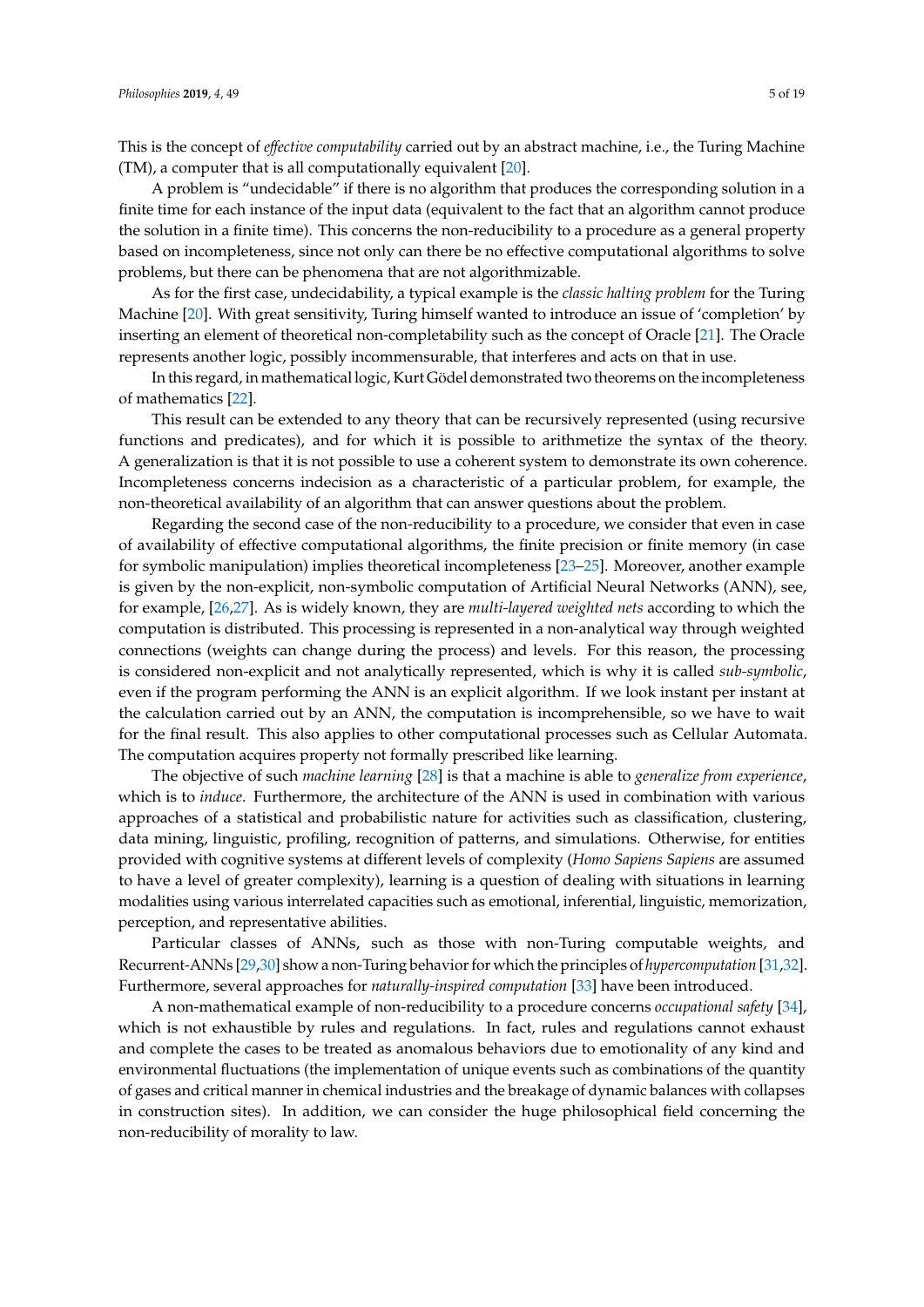This is the concept of *effective computability* carried out by an abstract machine, i.e., the Turing Machine (TM), a computer that is all computationally equivalent [20].

A problem is "undecidable" if there is no algorithm that produces the corresponding solution in a finite time for each instance of the input data (equivalent to the fact that an algorithm cannot produce the solution in a finite time). This concerns the non-reducibility to a procedure as a general property based on incompleteness, since not only can there be no effective computational algorithms to solve problems, but there can be phenomena that are not algorithmizable.

As for the first case, undecidability, a typical example is the *classic halting problem* for the Turing Machine [20]. With great sensitivity, Turing himself wanted to introduce an issue of 'completion' by inserting an element of theoretical non-completability such as the concept of Oracle [21]. The Oracle represents another logic, possibly incommensurable, that interferes and acts on that in use.

In this regard, in mathematical logic, Kurt Gödel demonstrated two theorems on the incompleteness of mathematics [22].

This result can be extended to any theory that can be recursively represented (using recursive functions and predicates), and for which it is possible to arithmetize the syntax of the theory. A generalization is that it is not possible to use a coherent system to demonstrate its own coherence. Incompleteness concerns indecision as a characteristic of a particular problem, for example, the non-theoretical availability of an algorithm that can answer questions about the problem.

Regarding the second case of the non-reducibility to a procedure, we consider that even in case of availability of effective computational algorithms, the finite precision or finite memory (in case for symbolic manipulation) implies theoretical incompleteness [23–25]. Moreover, another example is given by the non-explicit, non-symbolic computation of Artificial Neural Networks (ANN), see, for example, [26,27]. As is widely known, they are *multi-layered weighted nets* according to which the computation is distributed. This processing is represented in a non-analytical way through weighted connections (weights can change during the process) and levels. For this reason, the processing is considered non-explicit and not analytically represented, which is why it is called *sub-symbolic*, even if the program performing the ANN is an explicit algorithm. If we look instant per instant at the calculation carried out by an ANN, the computation is incomprehensible, so we have to wait for the final result. This also applies to other computational processes such as Cellular Automata. The computation acquires property not formally prescribed like learning.

The objective of such *machine learning* [28] is that a machine is able to *generalize from experience*, which is to *induce*. Furthermore, the architecture of the ANN is used in combination with various approaches of a statistical and probabilistic nature for activities such as classification, clustering, data mining, linguistic, profiling, recognition of patterns, and simulations. Otherwise, for entities provided with cognitive systems at different levels of complexity (*Homo Sapiens Sapiens* are assumed to have a level of greater complexity), learning is a question of dealing with situations in learning modalities using various interrelated capacities such as emotional, inferential, linguistic, memorization, perception, and representative abilities.

Particular classes of ANNs, such as those with non-Turing computable weights, and Recurrent-ANNs [29,30] show a non-Turing behavior for which the principles of *hypercomputation* [31,32]. Furthermore, several approaches for *naturally-inspired computation* [33] have been introduced.

A non-mathematical example of non-reducibility to a procedure concerns *occupational safety* [34], which is not exhaustible by rules and regulations. In fact, rules and regulations cannot exhaust and complete the cases to be treated as anomalous behaviors due to emotionality of any kind and environmental fluctuations (the implementation of unique events such as combinations of the quantity of gases and critical manner in chemical industries and the breakage of dynamic balances with collapses in construction sites). In addition, we can consider the huge philosophical field concerning the non-reducibility of morality to law.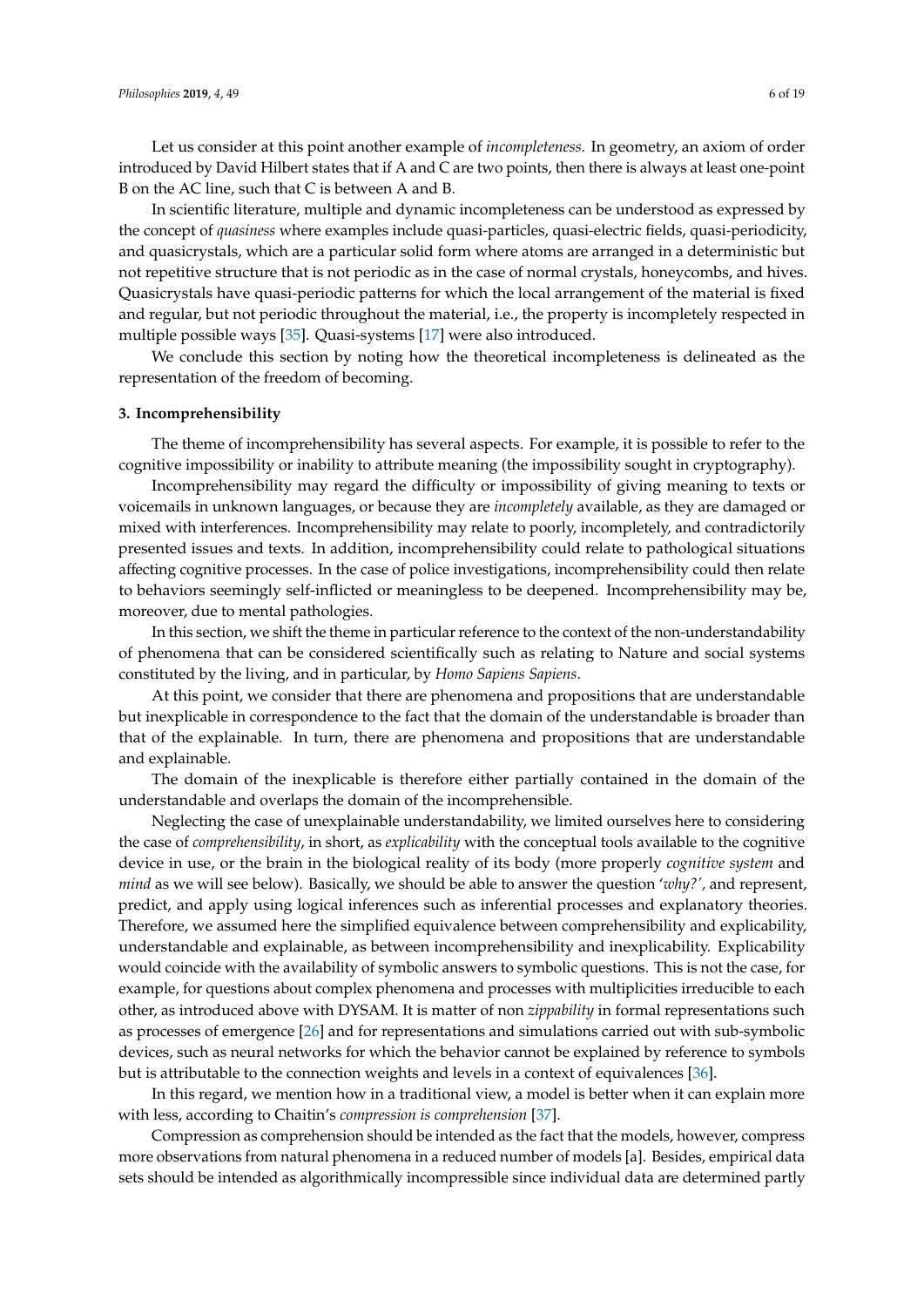Let us consider at this point another example of *incompleteness.* In geometry, an axiom of order introduced by David Hilbert states that if A and C are two points, then there is always at least one-point B on the AC line, such that C is between A and B.

In scientific literature, multiple and dynamic incompleteness can be understood as expressed by the concept of *quasiness* where examples include quasi-particles, quasi-electric fields, quasi-periodicity, and quasicrystals, which are a particular solid form where atoms are arranged in a deterministic but not repetitive structure that is not periodic as in the case of normal crystals, honeycombs, and hives. Quasicrystals have quasi-periodic patterns for which the local arrangement of the material is fixed and regular, but not periodic throughout the material, i.e., the property is incompletely respected in multiple possible ways [35]. Quasi-systems [17] were also introduced.

We conclude this section by noting how the theoretical incompleteness is delineated as the representation of the freedom of becoming.

## 3. Incomprehensibility

The theme of incomprehensibility has several aspects. For example, it is possible to refer to the cognitive impossibility or inability to attribute meaning (the impossibility sought in cryptography).

Incomprehensibility may regard the difficulty or impossibility of giving meaning to texts or voicemails in unknown languages, or because they are *incompletely* available, as they are damaged or mixed with interferences. Incomprehensibility may relate to poorly, incompletely, and contradictorily presented issues and texts. In addition, incomprehensibility could relate to pathological situations affecting cognitive processes. In the case of police investigations, incomprehensibility could then relate to behaviors seemingly self-inflicted or meaningless to be deepened. Incomprehensibility may be, moreover, due to mental pathologies.

In this section, we shift the theme in particular reference to the context of the non-understandability of phenomena that can be considered scientifically such as relating to Nature and social systems constituted by the living, and in particular, by *Homo Sapiens Sapiens*.

At this point, we consider that there are phenomena and propositions that are understandable but inexplicable in correspondence to the fact that the domain of the understandable is broader than that of the explainable. In turn, there are phenomena and propositions that are understandable and explainable.

The domain of the inexplicable is therefore either partially contained in the domain of the understandable and overlaps the domain of the incomprehensible.

Neglecting the case of unexplainable understandability, we limited ourselves here to considering the case of *comprehensibility*, in short, as *explicability* with the conceptual tools available to the cognitive device in use, or the brain in the biological reality of its body (more properly *cognitive system* and *mind* as we will see below). Basically, we should be able to answer the question '*why?*', and represent, predict, and apply using logical inferences such as inferential processes and explanatory theories. Therefore, we assumed here the simplified equivalence between comprehensibility and explicability, understandable and explainable, as between incomprehensibility and inexplicability. Explicability would coincide with the availability of symbolic answers to symbolic questions. This is not the case, for example, for questions about complex phenomena and processes with multiplicities irreducible to each other, as introduced above with DYSAM. It is matter of non *zippability* in formal representations such as processes of emergence [26] and for representations and simulations carried out with sub-symbolic devices, such as neural networks for which the behavior cannot be explained by reference to symbols but is attributable to the connection weights and levels in a context of equivalences [36].

In this regard, we mention how in a traditional view, a model is better when it can explain more with less, according to Chaitin's *compression is comprehension* [37].

Compression as comprehension should be intended as the fact that the models, however, compress more observations from natural phenomena in a reduced number of models [a]. Besides, empirical data sets should be intended as algorithmically incompressible since individual data are determined partly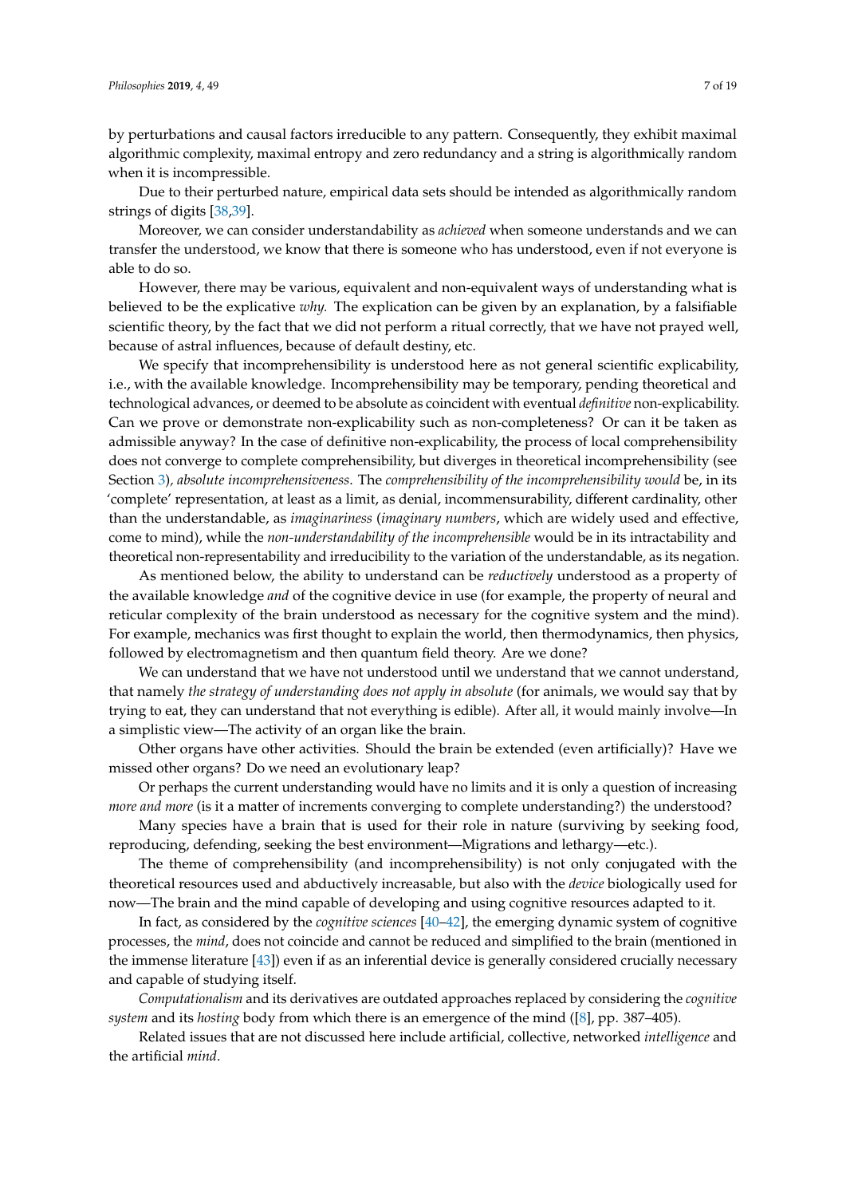by perturbations and causal factors irreducible to any pattern. Consequently, they exhibit maximal algorithmic complexity, maximal entropy and zero redundancy and a string is algorithmically random when it is incompressible.

Due to their perturbed nature, empirical data sets should be intended as algorithmically random strings of digits [38,39].

Moreover, we can consider understandability as *achieved* when someone understands and we can transfer the understood, we know that there is someone who has understood, even if not everyone is able to do so.

However, there may be various, equivalent and non-equivalent ways of understanding what is believed to be the explicative *why.* The explication can be given by an explanation, by a falsifiable scientific theory, by the fact that we did not perform a ritual correctly, that we have not prayed well, because of astral influences, because of default destiny, etc.

We specify that incomprehensibility is understood here as not general scientific explicability, i.e., with the available knowledge. Incomprehensibility may be temporary, pending theoretical and technological advances, or deemed to be absolute as coincident with eventual *definitive* non-explicability. Can we prove or demonstrate non-explicability such as non-completeness? Or can it be taken as admissible anyway? In the case of definitive non-explicability, the process of local comprehensibility does not converge to complete comprehensibility, but diverges in theoretical incomprehensibility (see Section 3)*, absolute incomprehensiveness*. The *comprehensibility of the incomprehensibility would* be, in its 'complete' representation, at least as a limit, as denial, incommensurability, different cardinality, other than the understandable, as *imaginariness* (*imaginary numbers*, which are widely used and effective, come to mind), while the *non-understandability of the incomprehensible* would be in its intractability and theoretical non-representability and irreducibility to the variation of the understandable, as its negation.

As mentioned below, the ability to understand can be *reductively* understood as a property of the available knowledge *and* of the cognitive device in use (for example, the property of neural and reticular complexity of the brain understood as necessary for the cognitive system and the mind). For example, mechanics was first thought to explain the world, then thermodynamics, then physics, followed by electromagnetism and then quantum field theory. Are we done?

We can understand that we have not understood until we understand that we cannot understand, that namely *the strategy of understanding does not apply in absolute* (for animals, we would say that by trying to eat, they can understand that not everything is edible). After all, it would mainly involve—In a simplistic view—The activity of an organ like the brain.

Other organs have other activities. Should the brain be extended (even artificially)? Have we missed other organs? Do we need an evolutionary leap?

Or perhaps the current understanding would have no limits and it is only a question of increasing *more and more* (is it a matter of increments converging to complete understanding?) the understood?

Many species have a brain that is used for their role in nature (surviving by seeking food, reproducing, defending, seeking the best environment—Migrations and lethargy—etc.).

The theme of comprehensibility (and incomprehensibility) is not only conjugated with the theoretical resources used and abductively increasable, but also with the *device* biologically used for now—The brain and the mind capable of developing and using cognitive resources adapted to it.

In fact, as considered by the *cognitive sciences* [40–42], the emerging dynamic system of cognitive processes, the *mind*, does not coincide and cannot be reduced and simplified to the brain (mentioned in the immense literature [43]) even if as an inferential device is generally considered crucially necessary and capable of studying itself.

*Computationalism* and its derivatives are outdated approaches replaced by considering the *cognitive system* and its *hosting* body from which there is an emergence of the mind ([8], pp. 387–405).

Related issues that are not discussed here include artificial, collective, networked *intelligence* and the artificial *mind*.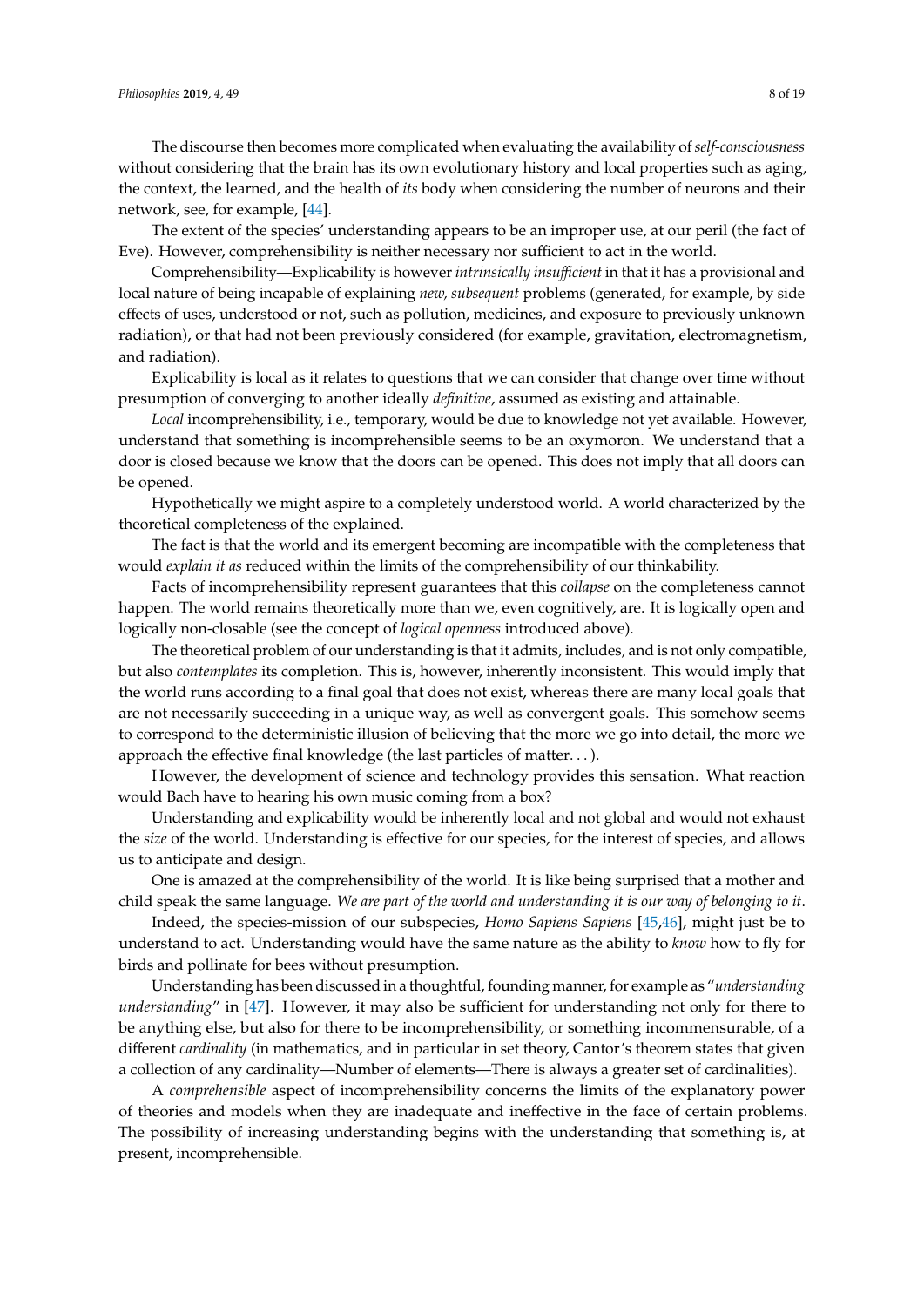The discourse then becomes more complicated when evaluating the availability of *self-consciousness* without considering that the brain has its own evolutionary history and local properties such as aging, the context, the learned, and the health of *its* body when considering the number of neurons and their network, see, for example, [44].

The extent of the species' understanding appears to be an improper use, at our peril (the fact of Eve). However, comprehensibility is neither necessary nor sufficient to act in the world.

Comprehensibility—Explicability is however *intrinsically insufficient* in that it has a provisional and local nature of being incapable of explaining *new, subsequent* problems (generated, for example, by side effects of uses, understood or not, such as pollution, medicines, and exposure to previously unknown radiation), or that had not been previously considered (for example, gravitation, electromagnetism, and radiation).

Explicability is local as it relates to questions that we can consider that change over time without presumption of converging to another ideally *definitive*, assumed as existing and attainable.

*Local* incomprehensibility, i.e., temporary, would be due to knowledge not yet available. However, understand that something is incomprehensible seems to be an oxymoron. We understand that a door is closed because we know that the doors can be opened. This does not imply that all doors can be opened.

Hypothetically we might aspire to a completely understood world. A world characterized by the theoretical completeness of the explained.

The fact is that the world and its emergent becoming are incompatible with the completeness that would *explain it as* reduced within the limits of the comprehensibility of our thinkability.

Facts of incomprehensibility represent guarantees that this *collapse* on the completeness cannot happen. The world remains theoretically more than we, even cognitively, are. It is logically open and logically non-closable (see the concept of *logical openness* introduced above).

The theoretical problem of our understanding is that it admits, includes, and is not only compatible, but also *contemplates* its completion. This is, however, inherently inconsistent. This would imply that the world runs according to a final goal that does not exist, whereas there are many local goals that are not necessarily succeeding in a unique way, as well as convergent goals. This somehow seems to correspond to the deterministic illusion of believing that the more we go into detail, the more we approach the effective final knowledge (the last particles of matter. . . ).

However, the development of science and technology provides this sensation. What reaction would Bach have to hearing his own music coming from a box?

Understanding and explicability would be inherently local and not global and would not exhaust the *size* of the world. Understanding is effective for our species, for the interest of species, and allows us to anticipate and design.

One is amazed at the comprehensibility of the world. It is like being surprised that a mother and child speak the same language. *We are part of the world and understanding it is our way of belonging to it*.

Indeed, the species-mission of our subspecies, *Homo Sapiens Sapiens* [45,46], might just be to understand to act. Understanding would have the same nature as the ability to *know* how to fly for birds and pollinate for bees without presumption.

Understanding has been discussed in a thoughtful, founding manner, for example as "*understanding understanding*" in [47]. However, it may also be sufficient for understanding not only for there to be anything else, but also for there to be incomprehensibility, or something incommensurable, of a different *cardinality* (in mathematics, and in particular in set theory, Cantor's theorem states that given a collection of any cardinality—Number of elements—There is always a greater set of cardinalities).

A *comprehensible* aspect of incomprehensibility concerns the limits of the explanatory power of theories and models when they are inadequate and ineffective in the face of certain problems. The possibility of increasing understanding begins with the understanding that something is, at present, incomprehensible.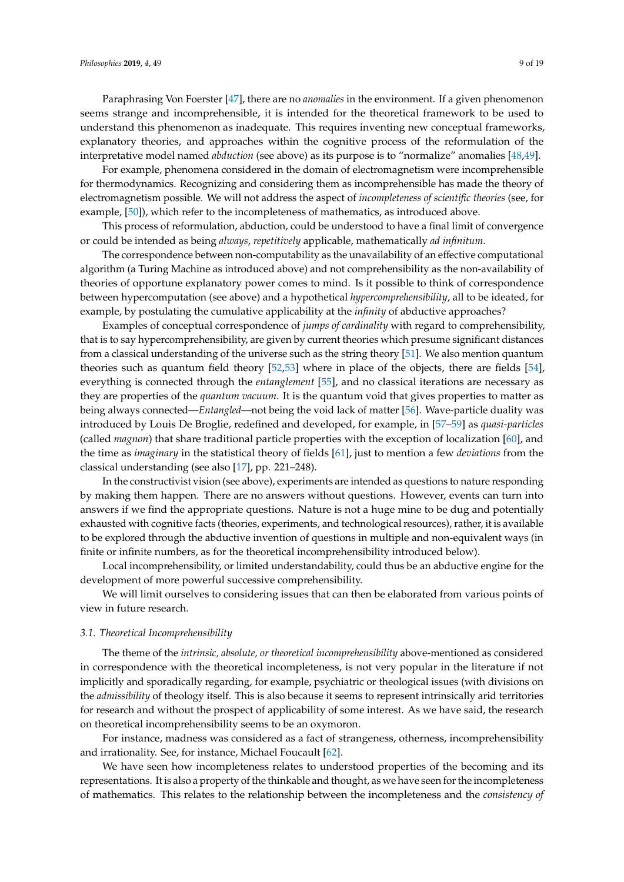Paraphrasing Von Foerster [47], there are no *anomalies* in the environment. If a given phenomenon seems strange and incomprehensible, it is intended for the theoretical framework to be used to understand this phenomenon as inadequate. This requires inventing new conceptual frameworks, explanatory theories, and approaches within the cognitive process of the reformulation of the interpretative model named *abduction* (see above) as its purpose is to "normalize" anomalies [48,49].

For example, phenomena considered in the domain of electromagnetism were incomprehensible for thermodynamics. Recognizing and considering them as incomprehensible has made the theory of electromagnetism possible. We will not address the aspect of *incompleteness of scientific theories* (see, for example, [50]), which refer to the incompleteness of mathematics, as introduced above.

This process of reformulation, abduction, could be understood to have a final limit of convergence or could be intended as being *always*, *repetitively* applicable, mathematically *ad infinitum*.

The correspondence between non-computability as the unavailability of an effective computational algorithm (a Turing Machine as introduced above) and not comprehensibility as the non-availability of theories of opportune explanatory power comes to mind. Is it possible to think of correspondence between hypercomputation (see above) and a hypothetical *hypercomprehensibility*, all to be ideated, for example, by postulating the cumulative applicability at the *infinity* of abductive approaches?

Examples of conceptual correspondence of *jumps of cardinality* with regard to comprehensibility, that is to say hypercomprehensibility, are given by current theories which presume significant distances from a classical understanding of the universe such as the string theory [51]. We also mention quantum theories such as quantum field theory [52,53] where in place of the objects, there are fields [54], everything is connected through the *entanglement* [55], and no classical iterations are necessary as they are properties of the *quantum vacuum*. It is the quantum void that gives properties to matter as being always connected—*Entangled*—not being the void lack of matter [56]. Wave-particle duality was introduced by Louis De Broglie, redefined and developed, for example, in [57–59] as *quasi-particles* (called *magnon*) that share traditional particle properties with the exception of localization [60], and the time as *imaginary* in the statistical theory of fields [61], just to mention a few *deviations* from the classical understanding (see also [17], pp. 221–248).

In the constructivist vision (see above), experiments are intended as questions to nature responding by making them happen. There are no answers without questions. However, events can turn into answers if we find the appropriate questions. Nature is not a huge mine to be dug and potentially exhausted with cognitive facts (theories, experiments, and technological resources), rather, it is available to be explored through the abductive invention of questions in multiple and non-equivalent ways (in finite or infinite numbers, as for the theoretical incomprehensibility introduced below).

Local incomprehensibility, or limited understandability, could thus be an abductive engine for the development of more powerful successive comprehensibility.

We will limit ourselves to considering issues that can then be elaborated from various points of view in future research.

### 3.1. Theoretical Incomprehensibility

The theme of the *intrinsic, absolute, or theoretical incomprehensibility* above-mentioned as considered in correspondence with the theoretical incompleteness, is not very popular in the literature if not implicitly and sporadically regarding, for example, psychiatric or theological issues (with divisions on the *admissibility* of theology itself. This is also because it seems to represent intrinsically arid territories for research and without the prospect of applicability of some interest. As we have said, the research on theoretical incomprehensibility seems to be an oxymoron.

For instance, madness was considered as a fact of strangeness, otherness, incomprehensibility and irrationality. See, for instance, Michael Foucault [62].

We have seen how incompleteness relates to understood properties of the becoming and its representations. It is also a property of the thinkable and thought, as we have seen for the incompleteness of mathematics. This relates to the relationship between the incompleteness and the *consistency of*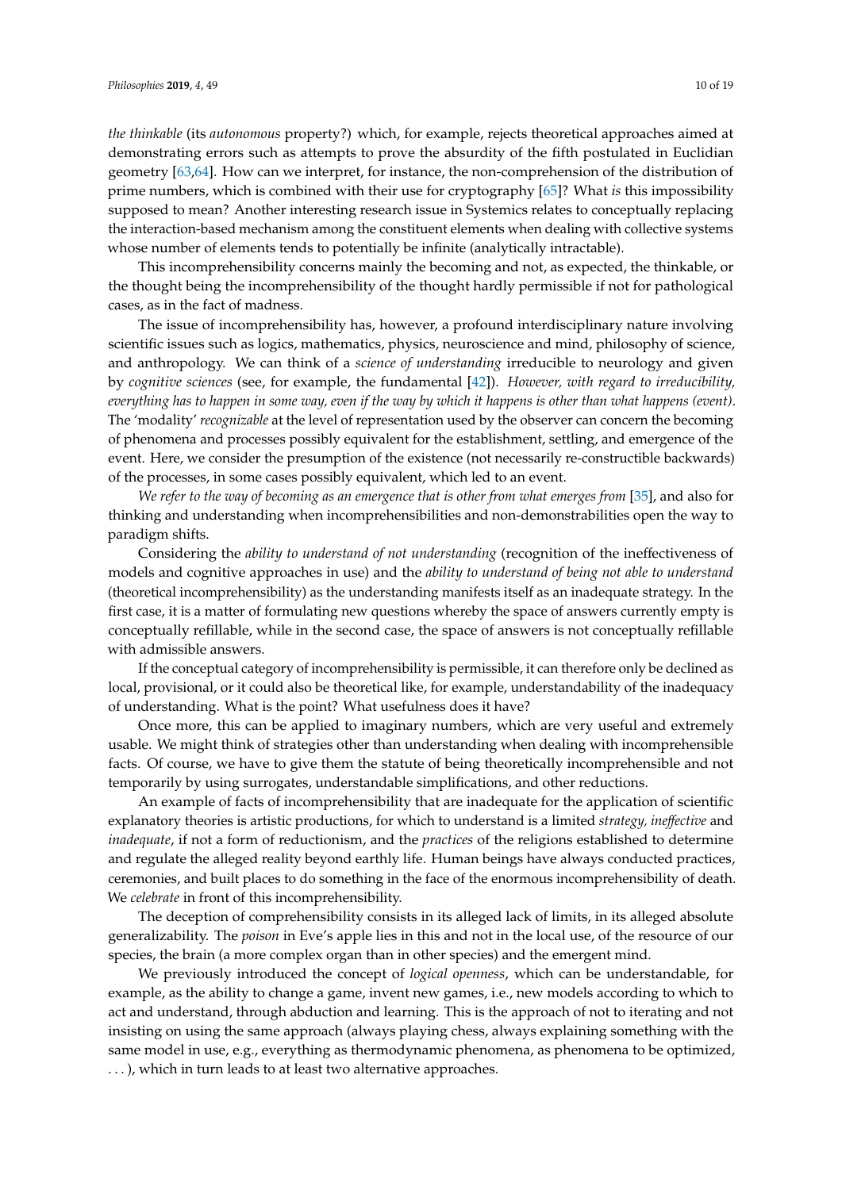*the thinkable* (its *autonomous* property?) which, for example, rejects theoretical approaches aimed at demonstrating errors such as attempts to prove the absurdity of the fifth postulated in Euclidian geometry [63,64]. How can we interpret, for instance, the non-comprehension of the distribution of prime numbers, which is combined with their use for cryptography [65]? What *is* this impossibility supposed to mean? Another interesting research issue in Systemics relates to conceptually replacing the interaction-based mechanism among the constituent elements when dealing with collective systems whose number of elements tends to potentially be infinite (analytically intractable).

This incomprehensibility concerns mainly the becoming and not, as expected, the thinkable, or the thought being the incomprehensibility of the thought hardly permissible if not for pathological cases, as in the fact of madness.

The issue of incomprehensibility has, however, a profound interdisciplinary nature involving scientific issues such as logics, mathematics, physics, neuroscience and mind, philosophy of science, and anthropology. We can think of a *science of understanding* irreducible to neurology and given by *cognitive sciences* (see, for example, the fundamental [42]). *However, with regard to irreducibility, everything has to happen in some way, even if the way by which it happens is other than what happens (event)*. The 'modality' *recognizable* at the level of representation used by the observer can concern the becoming of phenomena and processes possibly equivalent for the establishment, settling, and emergence of the event. Here, we consider the presumption of the existence (not necessarily re-constructible backwards) of the processes, in some cases possibly equivalent, which led to an event.

*We refer to the way of becoming as an emergence that is other from what emerges from* [35], and also for thinking and understanding when incomprehensibilities and non-demonstrabilities open the way to paradigm shifts.

Considering the *ability to understand of not understanding* (recognition of the ineffectiveness of models and cognitive approaches in use) and the *ability to understand of being not able to understand* (theoretical incomprehensibility) as the understanding manifests itself as an inadequate strategy. In the first case, it is a matter of formulating new questions whereby the space of answers currently empty is conceptually refillable, while in the second case, the space of answers is not conceptually refillable with admissible answers.

If the conceptual category of incomprehensibility is permissible, it can therefore only be declined as local, provisional, or it could also be theoretical like, for example, understandability of the inadequacy of understanding. What is the point? What usefulness does it have?

Once more, this can be applied to imaginary numbers, which are very useful and extremely usable. We might think of strategies other than understanding when dealing with incomprehensible facts. Of course, we have to give them the statute of being theoretically incomprehensible and not temporarily by using surrogates, understandable simplifications, and other reductions.

An example of facts of incomprehensibility that are inadequate for the application of scientific explanatory theories is artistic productions, for which to understand is a limited *strategy, ineffective* and *inadequate*, if not a form of reductionism, and the *practices* of the religions established to determine and regulate the alleged reality beyond earthly life. Human beings have always conducted practices, ceremonies, and built places to do something in the face of the enormous incomprehensibility of death. We *celebrate* in front of this incomprehensibility.

The deception of comprehensibility consists in its alleged lack of limits, in its alleged absolute generalizability. The *poison* in Eve's apple lies in this and not in the local use, of the resource of our species, the brain (a more complex organ than in other species) and the emergent mind.

We previously introduced the concept of *logical openness*, which can be understandable, for example, as the ability to change a game, invent new games, i.e., new models according to which to act and understand, through abduction and learning. This is the approach of not to iterating and not insisting on using the same approach (always playing chess, always explaining something with the same model in use, e.g., everything as thermodynamic phenomena, as phenomena to be optimized, ... ), which in turn leads to at least two alternative approaches.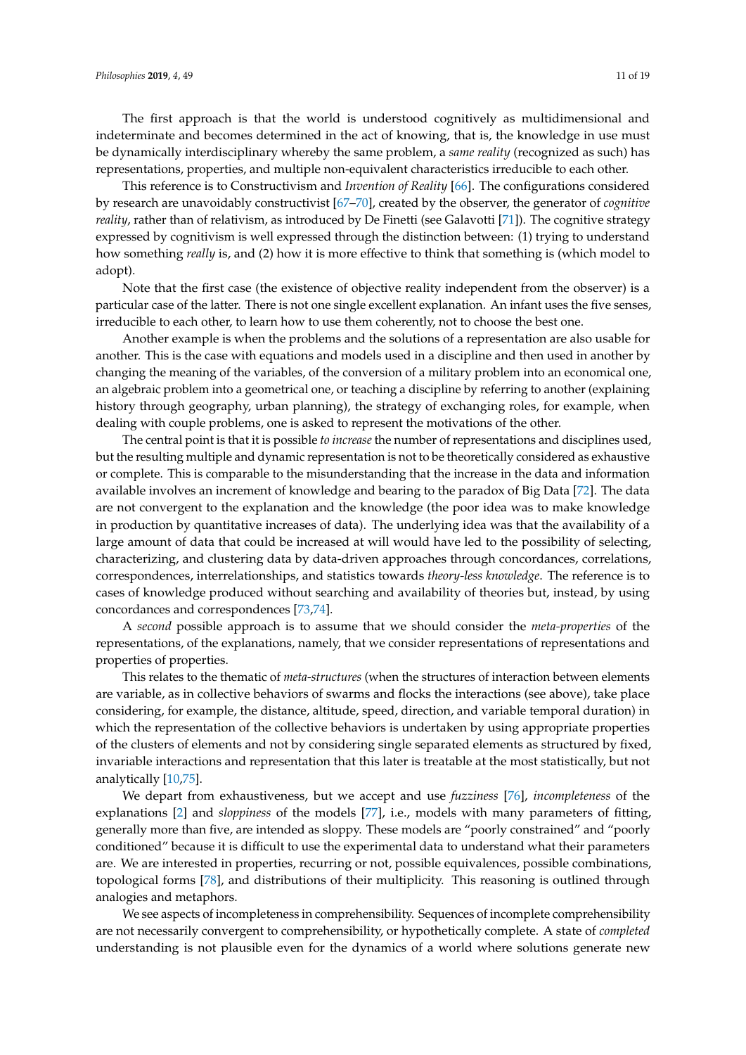The first approach is that the world is understood cognitively as multidimensional and indeterminate and becomes determined in the act of knowing, that is, the knowledge in use must be dynamically interdisciplinary whereby the same problem, a *same reality* (recognized as such) has representations, properties, and multiple non-equivalent characteristics irreducible to each other.

This reference is to Constructivism and *Invention of Reality* [66]. The configurations considered by research are unavoidably constructivist [67–70], created by the observer, the generator of *cognitive reality*, rather than of relativism, as introduced by De Finetti (see Galavotti [71]). The cognitive strategy expressed by cognitivism is well expressed through the distinction between: (1) trying to understand how something *really* is, and (2) how it is more effective to think that something is (which model to adopt).

Note that the first case (the existence of objective reality independent from the observer) is a particular case of the latter. There is not one single excellent explanation. An infant uses the five senses, irreducible to each other, to learn how to use them coherently, not to choose the best one.

Another example is when the problems and the solutions of a representation are also usable for another. This is the case with equations and models used in a discipline and then used in another by changing the meaning of the variables, of the conversion of a military problem into an economical one, an algebraic problem into a geometrical one, or teaching a discipline by referring to another (explaining history through geography, urban planning), the strategy of exchanging roles, for example, when dealing with couple problems, one is asked to represent the motivations of the other.

The central point is that it is possible *to increase* the number of representations and disciplines used, but the resulting multiple and dynamic representation is not to be theoretically considered as exhaustive or complete. This is comparable to the misunderstanding that the increase in the data and information available involves an increment of knowledge and bearing to the paradox of Big Data [72]. The data are not convergent to the explanation and the knowledge (the poor idea was to make knowledge in production by quantitative increases of data). The underlying idea was that the availability of a large amount of data that could be increased at will would have led to the possibility of selecting, characterizing, and clustering data by data-driven approaches through concordances, correlations, correspondences, interrelationships, and statistics towards *theory-less knowledge*. The reference is to cases of knowledge produced without searching and availability of theories but, instead, by using concordances and correspondences [73,74].

A *second* possible approach is to assume that we should consider the *meta-properties* of the representations, of the explanations, namely, that we consider representations of representations and properties of properties.

This relates to the thematic of *meta-structures* (when the structures of interaction between elements are variable, as in collective behaviors of swarms and flocks the interactions (see above), take place considering, for example, the distance, altitude, speed, direction, and variable temporal duration) in which the representation of the collective behaviors is undertaken by using appropriate properties of the clusters of elements and not by considering single separated elements as structured by fixed, invariable interactions and representation that this later is treatable at the most statistically, but not analytically [10,75].

We depart from exhaustiveness, but we accept and use *fuzziness* [76], *incompleteness* of the explanations [2] and *sloppiness* of the models [77], i.e., models with many parameters of fitting, generally more than five, are intended as sloppy. These models are "poorly constrained" and "poorly conditioned" because it is difficult to use the experimental data to understand what their parameters are. We are interested in properties, recurring or not, possible equivalences, possible combinations, topological forms [78], and distributions of their multiplicity. This reasoning is outlined through analogies and metaphors.

We see aspects of incompleteness in comprehensibility. Sequences of incomplete comprehensibility are not necessarily convergent to comprehensibility, or hypothetically complete. A state of *completed* understanding is not plausible even for the dynamics of a world where solutions generate new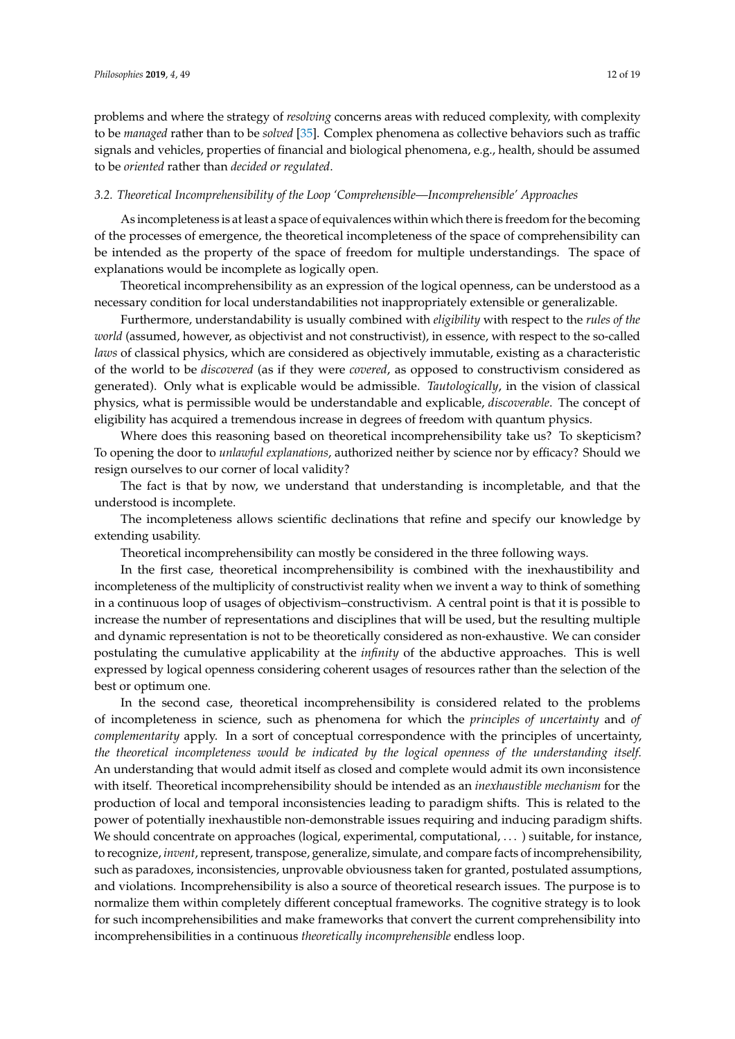problems and where the strategy of *resolving* concerns areas with reduced complexity, with complexity to be *managed* rather than to be *solved* [35]. Complex phenomena as collective behaviors such as traffic signals and vehicles, properties of financial and biological phenomena, e.g., health, should be assumed to be *oriented* rather than *decided or regulated*.

### 3.2. Theoretical Incomprehensibility of the Loop 'Comprehensible—Incomprehensible' Approaches

As incompleteness is at least a space of equivalences within which there is freedom for the becoming of the processes of emergence, the theoretical incompleteness of the space of comprehensibility can be intended as the property of the space of freedom for multiple understandings. The space of explanations would be incomplete as logically open.

Theoretical incomprehensibility as an expression of the logical openness, can be understood as a necessary condition for local understandabilities not inappropriately extensible or generalizable.

Furthermore, understandability is usually combined with *eligibility* with respect to the *rules of the world* (assumed, however, as objectivist and not constructivist), in essence, with respect to the so-called *laws* of classical physics, which are considered as objectively immutable, existing as a characteristic of the world to be *discovered* (as if they were *covered*, as opposed to constructivism considered as generated). Only what is explicable would be admissible. *Tautologically*, in the vision of classical physics, what is permissible would be understandable and explicable, *discoverable*. The concept of eligibility has acquired a tremendous increase in degrees of freedom with quantum physics.

Where does this reasoning based on theoretical incomprehensibility take us? To skepticism? To opening the door to *unlawful explanations*, authorized neither by science nor by efficacy? Should we resign ourselves to our corner of local validity?

The fact is that by now, we understand that understanding is incompletable, and that the understood is incomplete.

The incompleteness allows scientific declinations that refine and specify our knowledge by extending usability.

Theoretical incomprehensibility can mostly be considered in the three following ways.

In the first case, theoretical incomprehensibility is combined with the inexhaustibility and incompleteness of the multiplicity of constructivist reality when we invent a way to think of something in a continuous loop of usages of objectivism–constructivism. A central point is that it is possible to increase the number of representations and disciplines that will be used, but the resulting multiple and dynamic representation is not to be theoretically considered as non-exhaustive. We can consider postulating the cumulative applicability at the *infinity* of the abductive approaches. This is well expressed by logical openness considering coherent usages of resources rather than the selection of the best or optimum one.

In the second case, theoretical incomprehensibility is considered related to the problems of incompleteness in science, such as phenomena for which the *principles of uncertainty* and *of complementarity* apply. In a sort of conceptual correspondence with the principles of uncertainty, *the theoretical incompleteness would be indicated by the logical openness of the understanding itself.* An understanding that would admit itself as closed and complete would admit its own inconsistence with itself. Theoretical incomprehensibility should be intended as an *inexhaustible mechanism* for the production of local and temporal inconsistencies leading to paradigm shifts. This is related to the power of potentially inexhaustible non-demonstrable issues requiring and inducing paradigm shifts. We should concentrate on approaches (logical, experimental, computational, ... ) suitable, for instance, to recognize, *invent*, represent, transpose, generalize, simulate, and compare facts of incomprehensibility, such as paradoxes, inconsistencies, unprovable obviousness taken for granted, postulated assumptions, and violations. Incomprehensibility is also a source of theoretical research issues. The purpose is to normalize them within completely different conceptual frameworks. The cognitive strategy is to look for such incomprehensibilities and make frameworks that convert the current comprehensibility into incomprehensibilities in a continuous *theoretically incomprehensible* endless loop.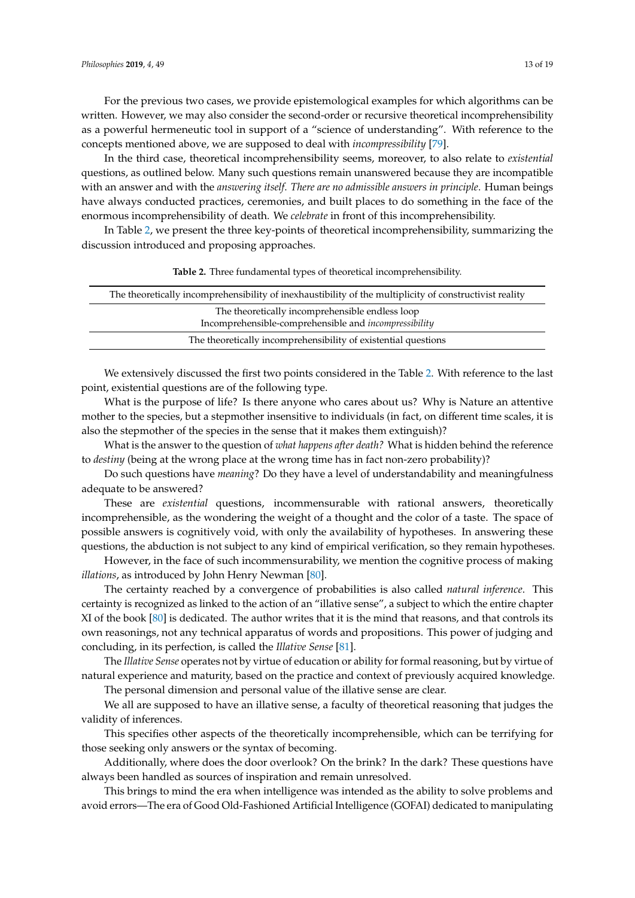For the previous two cases, we provide epistemological examples for which algorithms can be written. However, we may also consider the second-order or recursive theoretical incomprehensibility as a powerful hermeneutic tool in support of a "science of understanding". With reference to the concepts mentioned above, we are supposed to deal with *incompressibility* [79].

In the third case, theoretical incomprehensibility seems, moreover, to also relate to *existential* questions, as outlined below. Many such questions remain unanswered because they are incompatible with an answer and with the *answering itself*. *There are no admissible answers in principle*. Human beings have always conducted practices, ceremonies, and built places to do something in the face of the enormous incomprehensibility of death. We *celebrate* in front of this incomprehensibility.

In Table 2, we present the three key-points of theoretical incomprehensibility, summarizing the discussion introduced and proposing approaches.

**Table 2.** Three fundamental types of theoretical incomprehensibility.

| The theoretically incomprehensibility of inexhaustibility of the multiplicity of constructivist reality |
| --- |
| The theoretically incomprehensible endless loop<br>Incomprehensible-comprehensible and *incompressibility* |
| The theoretically incomprehensibility of existential questions |

We extensively discussed the first two points considered in the Table 2. With reference to the last point, existential questions are of the following type.

What is the purpose of life? Is there anyone who cares about us? Why is Nature an attentive mother to the species, but a stepmother insensitive to individuals (in fact, on different time scales, it is also the stepmother of the species in the sense that it makes them extinguish)?

What is the answer to the question of *what happens after death?* What is hidden behind the reference to *destiny* (being at the wrong place at the wrong time has in fact non-zero probability)?

Do such questions have *meaning*? Do they have a level of understandability and meaningfulness adequate to be answered?

These are *existential* questions, incommensurable with rational answers, theoretically incomprehensible, as the wondering the weight of a thought and the color of a taste. The space of possible answers is cognitively void, with only the availability of hypotheses. In answering these questions, the abduction is not subject to any kind of empirical verification, so they remain hypotheses.

However, in the face of such incommensurability, we mention the cognitive process of making *illations*, as introduced by John Henry Newman [80].

The certainty reached by a convergence of probabilities is also called *natural inference*. This certainty is recognized as linked to the action of an "illative sense", a subject to which the entire chapter XI of the book [80] is dedicated. The author writes that it is the mind that reasons, and that controls its own reasonings, not any technical apparatus of words and propositions. This power of judging and concluding, in its perfection, is called the *Illative Sense* [81].

The *Illative Sense* operates not by virtue of education or ability for formal reasoning, but by virtue of natural experience and maturity, based on the practice and context of previously acquired knowledge.

The personal dimension and personal value of the illative sense are clear.

We all are supposed to have an illative sense, a faculty of theoretical reasoning that judges the validity of inferences.

This specifies other aspects of the theoretically incomprehensible, which can be terrifying for those seeking only answers or the syntax of becoming.

Additionally, where does the door overlook? On the brink? In the dark? These questions have always been handled as sources of inspiration and remain unresolved.

This brings to mind the era when intelligence was intended as the ability to solve problems and avoid errors—The era of Good Old-Fashioned Artificial Intelligence (GOFAI) dedicated to manipulating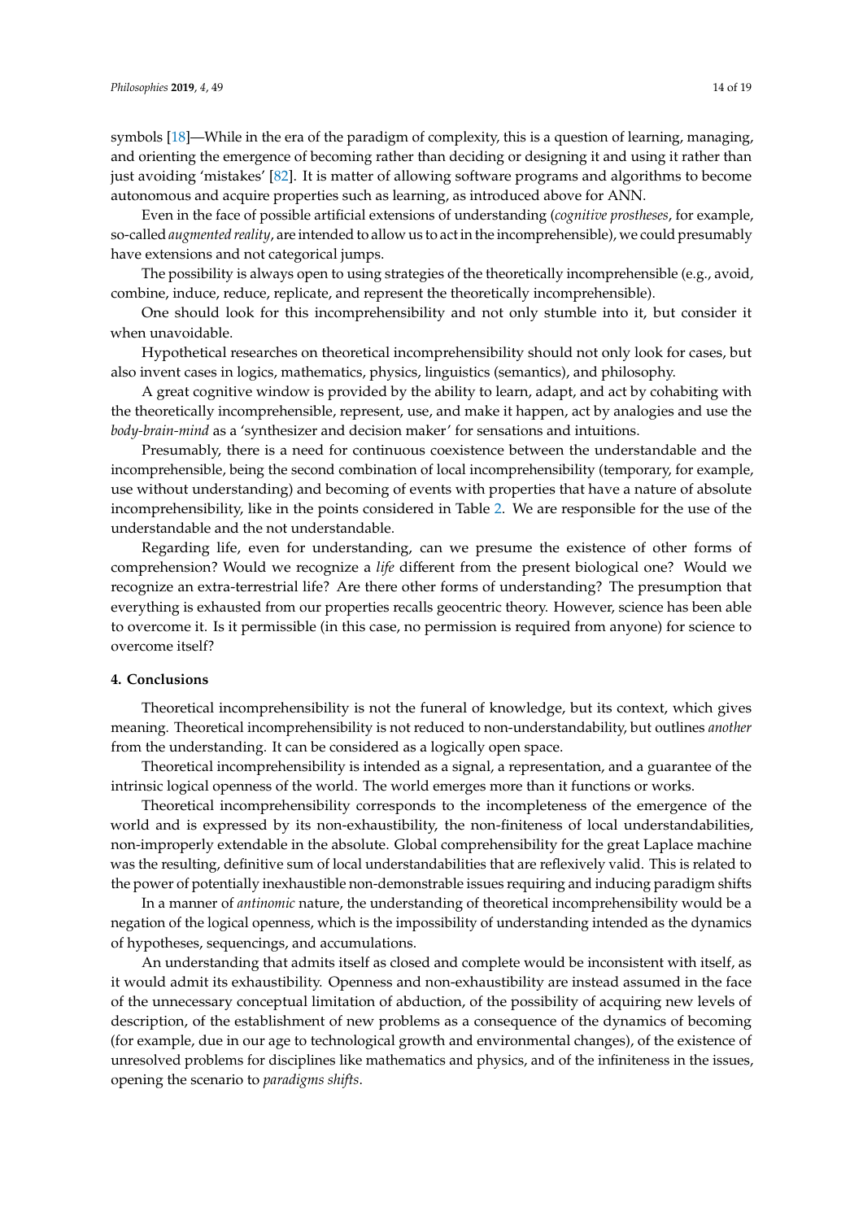symbols [18]—While in the era of the paradigm of complexity, this is a question of learning, managing, and orienting the emergence of becoming rather than deciding or designing it and using it rather than just avoiding 'mistakes' [82]. It is matter of allowing software programs and algorithms to become autonomous and acquire properties such as learning, as introduced above for ANN.

Even in the face of possible artificial extensions of understanding (*cognitive prostheses*, for example, so-called *augmented reality*, are intended to allow us to act in the incomprehensible), we could presumably have extensions and not categorical jumps.

The possibility is always open to using strategies of the theoretically incomprehensible (e.g., avoid, combine, induce, reduce, replicate, and represent the theoretically incomprehensible).

One should look for this incomprehensibility and not only stumble into it, but consider it when unavoidable.

Hypothetical researches on theoretical incomprehensibility should not only look for cases, but also invent cases in logics, mathematics, physics, linguistics (semantics), and philosophy.

A great cognitive window is provided by the ability to learn, adapt, and act by cohabiting with the theoretically incomprehensible, represent, use, and make it happen, act by analogies and use the *body-brain-mind* as a 'synthesizer and decision maker' for sensations and intuitions.

Presumably, there is a need for continuous coexistence between the understandable and the incomprehensible, being the second combination of local incomprehensibility (temporary, for example, use without understanding) and becoming of events with properties that have a nature of absolute incomprehensibility, like in the points considered in Table 2. We are responsible for the use of the understandable and the not understandable.

Regarding life, even for understanding, can we presume the existence of other forms of comprehension? Would we recognize a *life* different from the present biological one? Would we recognize an extra-terrestrial life? Are there other forms of understanding? The presumption that everything is exhausted from our properties recalls geocentric theory. However, science has been able to overcome it. Is it permissible (in this case, no permission is required from anyone) for science to overcome itself?

## 4. Conclusions

Theoretical incomprehensibility is not the funeral of knowledge, but its context, which gives meaning. Theoretical incomprehensibility is not reduced to non-understandability, but outlines *another* from the understanding. It can be considered as a logically open space.

Theoretical incomprehensibility is intended as a signal, a representation, and a guarantee of the intrinsic logical openness of the world. The world emerges more than it functions or works.

Theoretical incomprehensibility corresponds to the incompleteness of the emergence of the world and is expressed by its non-exhaustibility, the non-finiteness of local understandabilities, non-improperly extendable in the absolute. Global comprehensibility for the great Laplace machine was the resulting, definitive sum of local understandabilities that are reflexively valid. This is related to the power of potentially inexhaustible non-demonstrable issues requiring and inducing paradigm shifts

In a manner of *antinomic* nature, the understanding of theoretical incomprehensibility would be a negation of the logical openness, which is the impossibility of understanding intended as the dynamics of hypotheses, sequencings, and accumulations.

An understanding that admits itself as closed and complete would be inconsistent with itself, as it would admit its exhaustibility. Openness and non-exhaustibility are instead assumed in the face of the unnecessary conceptual limitation of abduction, of the possibility of acquiring new levels of description, of the establishment of new problems as a consequence of the dynamics of becoming (for example, due in our age to technological growth and environmental changes), of the existence of unresolved problems for disciplines like mathematics and physics, and of the infiniteness in the issues, opening the scenario to *paradigms shifts*.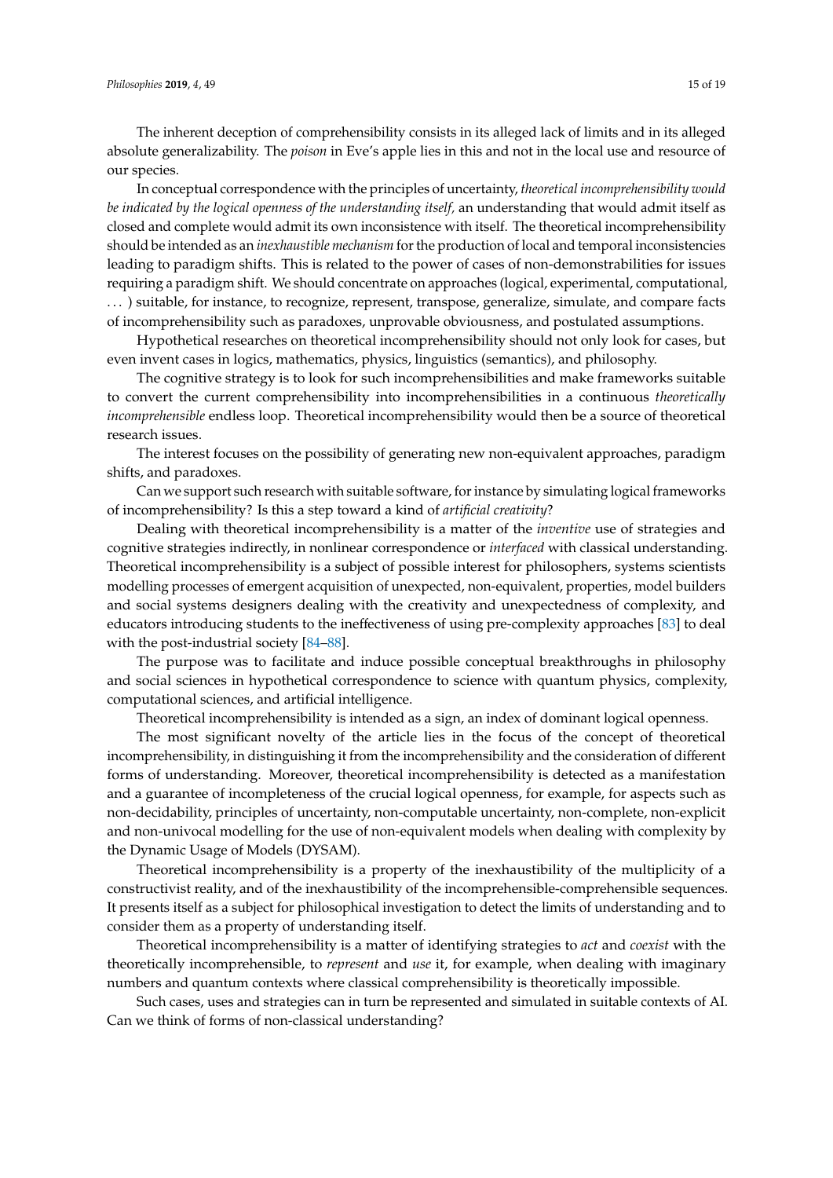The inherent deception of comprehensibility consists in its alleged lack of limits and in its alleged absolute generalizability. The *poison* in Eve's apple lies in this and not in the local use and resource of our species.

In conceptual correspondence with the principles of uncertainty, *theoretical incomprehensibility would be indicated by the logical openness of the understanding itself,* an understanding that would admit itself as closed and complete would admit its own inconsistence with itself. The theoretical incomprehensibility should be intended as an *inexhaustible mechanism* for the production of local and temporal inconsistencies leading to paradigm shifts. This is related to the power of cases of non-demonstrabilities for issues requiring a paradigm shift. We should concentrate on approaches (logical, experimental, computational, . . . ) suitable, for instance, to recognize, represent, transpose, generalize, simulate, and compare facts of incomprehensibility such as paradoxes, unprovable obviousness, and postulated assumptions.

Hypothetical researches on theoretical incomprehensibility should not only look for cases, but even invent cases in logics, mathematics, physics, linguistics (semantics), and philosophy.

The cognitive strategy is to look for such incomprehensibilities and make frameworks suitable to convert the current comprehensibility into incomprehensibilities in a continuous *theoretically incomprehensible* endless loop. Theoretical incomprehensibility would then be a source of theoretical research issues.

The interest focuses on the possibility of generating new non-equivalent approaches, paradigm shifts, and paradoxes.

Can we support such research with suitable software, for instance by simulating logical frameworks of incomprehensibility? Is this a step toward a kind of *artificial creativity*?

Dealing with theoretical incomprehensibility is a matter of the *inventive* use of strategies and cognitive strategies indirectly, in nonlinear correspondence or *interfaced* with classical understanding. Theoretical incomprehensibility is a subject of possible interest for philosophers, systems scientists modelling processes of emergent acquisition of unexpected, non-equivalent, properties, model builders and social systems designers dealing with the creativity and unexpectedness of complexity, and educators introducing students to the ineffectiveness of using pre-complexity approaches [83] to deal with the post-industrial society [84–88].

The purpose was to facilitate and induce possible conceptual breakthroughs in philosophy and social sciences in hypothetical correspondence to science with quantum physics, complexity, computational sciences, and artificial intelligence.

Theoretical incomprehensibility is intended as a sign, an index of dominant logical openness.

The most significant novelty of the article lies in the focus of the concept of theoretical incomprehensibility, in distinguishing it from the incomprehensibility and the consideration of different forms of understanding. Moreover, theoretical incomprehensibility is detected as a manifestation and a guarantee of incompleteness of the crucial logical openness, for example, for aspects such as non-decidability, principles of uncertainty, non-computable uncertainty, non-complete, non-explicit and non-univocal modelling for the use of non-equivalent models when dealing with complexity by the Dynamic Usage of Models (DYSAM).

Theoretical incomprehensibility is a property of the inexhaustibility of the multiplicity of a constructivist reality, and of the inexhaustibility of the incomprehensible-comprehensible sequences. It presents itself as a subject for philosophical investigation to detect the limits of understanding and to consider them as a property of understanding itself.

Theoretical incomprehensibility is a matter of identifying strategies to *act* and *coexist* with the theoretically incomprehensible, to *represent* and *use* it, for example, when dealing with imaginary numbers and quantum contexts where classical comprehensibility is theoretically impossible.

Such cases, uses and strategies can in turn be represented and simulated in suitable contexts of AI. Can we think of forms of non-classical understanding?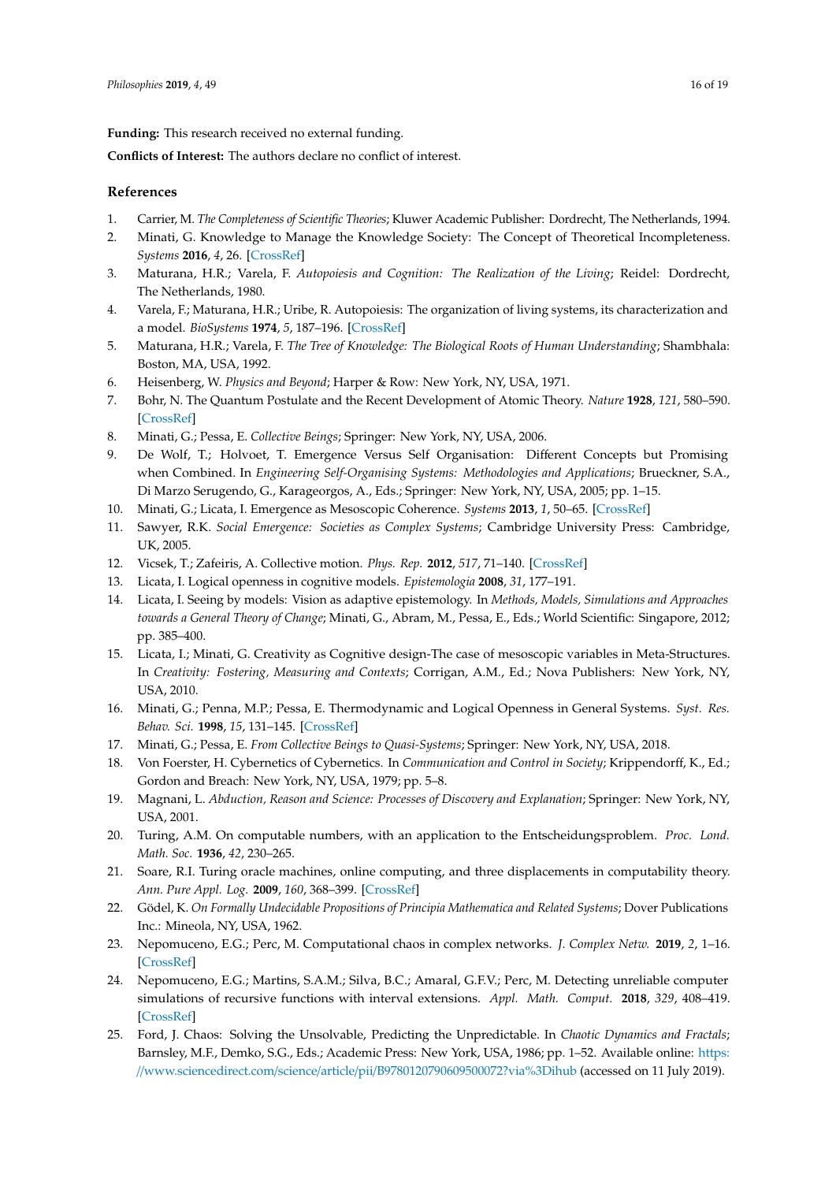**Funding:** This research received no external funding.

**Conflicts of Interest:** The authors declare no conflict of interest.

## References

1. Carrier, M. *The Completeness of Scientific Theories*; Kluwer Academic Publisher: Dordrecht, The Netherlands, 1994.
2. Minati, G. Knowledge to Manage the Knowledge Society: The Concept of Theoretical Incompleteness. *Systems* **2016**, *4*, 26. [CrossRef]
3. Maturana, H.R.; Varela, F. *Autopoiesis and Cognition: The Realization of the Living*; Reidel: Dordrecht, The Netherlands, 1980.
4. Varela, F.; Maturana, H.R.; Uribe, R. Autopoiesis: The organization of living systems, its characterization and a model. *BioSystems* **1974**, *5*, 187–196. [CrossRef]
5. Maturana, H.R.; Varela, F. *The Tree of Knowledge: The Biological Roots of Human Understanding*; Shambhala: Boston, MA, USA, 1992.
6. Heisenberg, W. *Physics and Beyond*; Harper & Row: New York, NY, USA, 1971.
7. Bohr, N. The Quantum Postulate and the Recent Development of Atomic Theory. *Nature* **1928**, *121*, 580–590. [CrossRef]
8. Minati, G.; Pessa, E. *Collective Beings*; Springer: New York, NY, USA, 2006.
9. De Wolf, T.; Holvoet, T. Emergence Versus Self Organisation: Different Concepts but Promising when Combined. In *Engineering Self-Organising Systems: Methodologies and Applications*; Brueckner, S.A., Di Marzo Serugendo, G., Karageorgos, A., Eds.; Springer: New York, NY, USA, 2005; pp. 1–15.
10. Minati, G.; Licata, I. Emergence as Mesoscopic Coherence. *Systems* **2013**, *1*, 50–65. [CrossRef]
11. Sawyer, R.K. *Social Emergence: Societies as Complex Systems*; Cambridge University Press: Cambridge, UK, 2005.
12. Vicsek, T.; Zafeiris, A. Collective motion. *Phys. Rep.* **2012**, *517*, 71–140. [CrossRef]
13. Licata, I. Logical openness in cognitive models. *Epistemologia* **2008**, *31*, 177–191.
14. Licata, I. Seeing by models: Vision as adaptive epistemology. In *Methods, Models, Simulations and Approaches towards a General Theory of Change*; Minati, G., Abram, M., Pessa, E., Eds.; World Scientific: Singapore, 2012; pp. 385–400.
15. Licata, I.; Minati, G. Creativity as Cognitive design-The case of mesoscopic variables in Meta-Structures. In *Creativity: Fostering, Measuring and Contexts*; Corrigan, A.M., Ed.; Nova Publishers: New York, NY, USA, 2010.
16. Minati, G.; Penna, M.P.; Pessa, E. Thermodynamic and Logical Openness in General Systems. *Syst. Res. Behav. Sci.* **1998**, *15*, 131–145. [CrossRef]
17. Minati, G.; Pessa, E. *From Collective Beings to Quasi-Systems*; Springer: New York, NY, USA, 2018.
18. Von Foerster, H. Cybernetics of Cybernetics. In *Communication and Control in Society*; Krippendorff, K., Ed.; Gordon and Breach: New York, NY, USA, 1979; pp. 5–8.
19. Magnani, L. *Abduction, Reason and Science: Processes of Discovery and Explanation*; Springer: New York, NY, USA, 2001.
20. Turing, A.M. On computable numbers, with an application to the Entscheidungsproblem. *Proc. Lond. Math. Soc.* **1936**, *42*, 230–265.
21. Soare, R.I. Turing oracle machines, online computing, and three displacements in computability theory. *Ann. Pure Appl. Log.* **2009**, *160*, 368–399. [CrossRef]
22. Gödel, K. *On Formally Undecidable Propositions of Principia Mathematica and Related Systems*; Dover Publications Inc.: Mineola, NY, USA, 1962.
23. Nepomuceno, E.G.; Perc, M. Computational chaos in complex networks. *J. Complex Netw.* **2019**, *2*, 1–16. [CrossRef]
24. Nepomuceno, E.G.; Martins, S.A.M.; Silva, B.C.; Amaral, G.F.V.; Perc, M. Detecting unreliable computer simulations of recursive functions with interval extensions. *Appl. Math. Comput.* **2018**, *329*, 408–419. [CrossRef]
25. Ford, J. Chaos: Solving the Unsolvable, Predicting the Unpredictable. In *Chaotic Dynamics and Fractals*; Barnsley, M.F., Demko, S.G., Eds.; Academic Press: New York, USA, 1986; pp. 1–52. Available online: https://www.sciencedirect.com/science/article/pii/B9780120790609500072?via%3Dihub (accessed on 11 July 2019).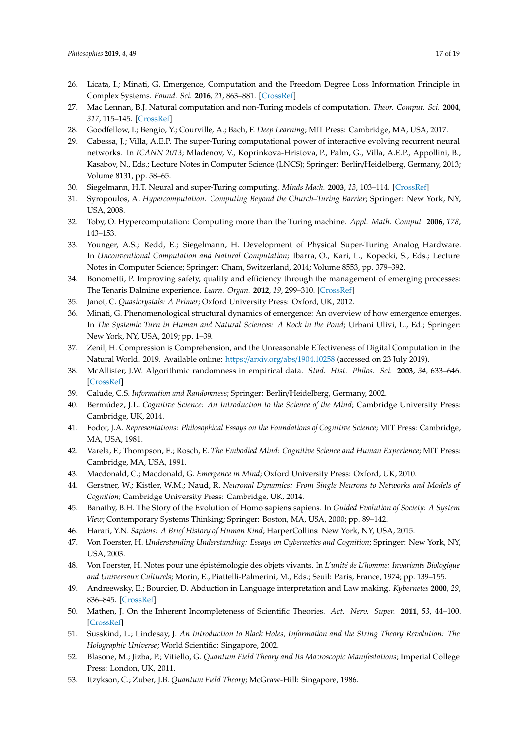26. Licata, I.; Minati, G. Emergence, Computation and the Freedom Degree Loss Information Principle in Complex Systems. *Found. Sci.* **2016**, *21*, 863–881. [CrossRef]
27. Mac Lennan, B.J. Natural computation and non-Turing models of computation. *Theor. Comput. Sci.* **2004**, *317*, 115–145. [CrossRef]
28. Goodfellow, I.; Bengio, Y.; Courville, A.; Bach, F. *Deep Learning*; MIT Press: Cambridge, MA, USA, 2017.
29. Cabessa, J.; Villa, A.E.P. The super-Turing computational power of interactive evolving recurrent neural networks. In *ICANN 2013*; Mladenov, V., Koprinkova-Hristova, P., Palm, G., Villa, A.E.P., Appollini, B., Kasabov, N., Eds.; Lecture Notes in Computer Science (LNCS); Springer: Berlin/Heidelberg, Germany, 2013; Volume 8131, pp. 58–65.
30. Siegelmann, H.T. Neural and super-Turing computing. *Minds Mach.* **2003**, *13*, 103–114. [CrossRef]
31. Syropoulos, A. *Hypercomputation. Computing Beyond the Church–Turing Barrier*; Springer: New York, NY, USA, 2008.
32. Toby, O. Hypercomputation: Computing more than the Turing machine. *Appl. Math. Comput.* **2006**, *178*, 143–153.
33. Younger, A.S.; Redd, E.; Siegelmann, H. Development of Physical Super-Turing Analog Hardware. In *Unconventional Computation and Natural Computation*; Ibarra, O., Kari, L., Kopecki, S., Eds.; Lecture Notes in Computer Science; Springer: Cham, Switzerland, 2014; Volume 8553, pp. 379–392.
34. Bonometti, P. Improving safety, quality and efficiency through the management of emerging processes: The Tenaris Dalmine experience. *Learn. Organ.* **2012**, *19*, 299–310. [CrossRef]
35. Janot, C. *Quasicrystals: A Primer*; Oxford University Press: Oxford, UK, 2012.
36. Minati, G. Phenomenological structural dynamics of emergence: An overview of how emergence emerges. In *The Systemic Turn in Human and Natural Sciences: A Rock in the Pond*; Urbani Ulivi, L., Ed.; Springer: New York, NY, USA, 2019; pp. 1–39.
37. Zenil, H. Compression is Comprehension, and the Unreasonable Effectiveness of Digital Computation in the Natural World. 2019. Available online: https://arxiv.org/abs/1904.10258 (accessed on 23 July 2019).
38. McAllister, J.W. Algorithmic randomness in empirical data. *Stud. Hist. Philos. Sci.* **2003**, *34*, 633–646. [CrossRef]
39. Calude, C.S. *Information and Randomness*; Springer: Berlin/Heidelberg, Germany, 2002.
40. Bermúdez, J.L. *Cognitive Science: An Introduction to the Science of the Mind*; Cambridge University Press: Cambridge, UK, 2014.
41. Fodor, J.A. *Representations: Philosophical Essays on the Foundations of Cognitive Science*; MIT Press: Cambridge, MA, USA, 1981.
42. Varela, F.; Thompson, E.; Rosch, E. *The Embodied Mind: Cognitive Science and Human Experience*; MIT Press: Cambridge, MA, USA, 1991.
43. Macdonald, C.; Macdonald, G. *Emergence in Mind*; Oxford University Press: Oxford, UK, 2010.
44. Gerstner, W.; Kistler, W.M.; Naud, R. *Neuronal Dynamics: From Single Neurons to Networks and Models of Cognition*; Cambridge University Press: Cambridge, UK, 2014.
45. Banathy, B.H. The Story of the Evolution of Homo sapiens sapiens. In *Guided Evolution of Society: A System View*; Contemporary Systems Thinking; Springer: Boston, MA, USA, 2000; pp. 89–142.
46. Harari, Y.N. *Sapiens: A Brief History of Human Kind*; HarperCollins: New York, NY, USA, 2015.
47. Von Foerster, H. *Understanding Understanding: Essays on Cybernetics and Cognition*; Springer: New York, NY, USA, 2003.
48. Von Foerster, H. Notes pour une épistémologie des objets vivants. In *L'unité de L'homme: Invariants Biologique and Universaux Culturels*; Morin, E., Piattelli-Palmerini, M., Eds.; Seuil: Paris, France, 1974; pp. 139–155.
49. Andreewsky, E.; Bourcier, D. Abduction in Language interpretation and Law making. *Kybernetes* **2000**, *29*, 836–845. [CrossRef]
50. Mathen, J. On the Inherent Incompleteness of Scientific Theories. *Act. Nerv. Super.* **2011**, *53*, 44–100. [CrossRef]
51. Susskind, L.; Lindesay, J. *An Introduction to Black Holes, Information and the String Theory Revolution: The Holographic Universe*; World Scientific: Singapore, 2002.
52. Blasone, M.; Jizba, P.; Vitiello, G. *Quantum Field Theory and Its Macroscopic Manifestations*; Imperial College Press: London, UK, 2011.
53. Itzykson, C.; Zuber, J.B. *Quantum Field Theory*; McGraw-Hill: Singapore, 1986.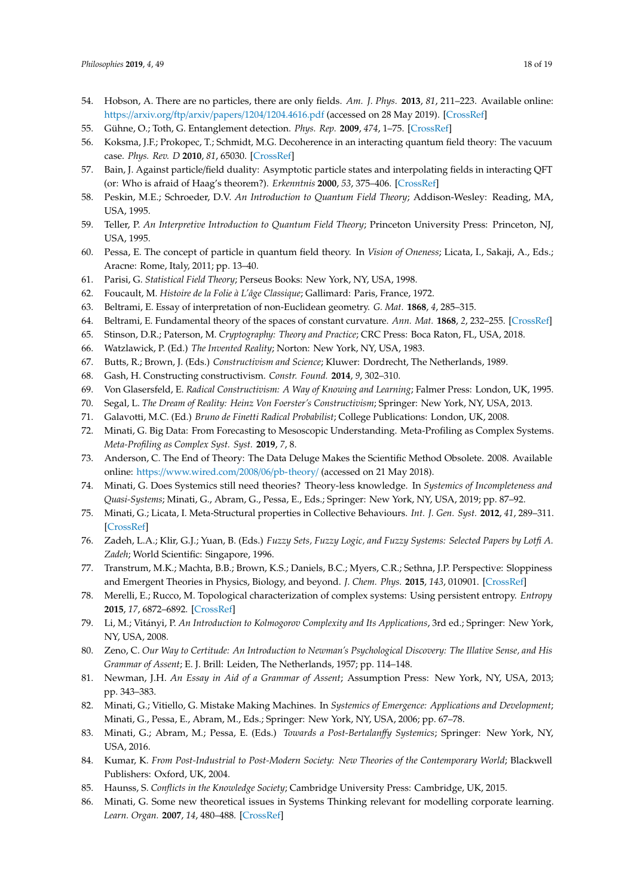54. Hobson, A. There are no particles, there are only fields. *Am. J. Phys.* **2013**, *81*, 211–223. Available online: https://arxiv.org/ftp/arxiv/papers/1204/1204.4616.pdf (accessed on 28 May 2019). [CrossRef]
55. Gühne, O.; Toth, G. Entanglement detection. *Phys. Rep.* **2009**, *474*, 1–75. [CrossRef]
56. Koksma, J.F.; Prokopec, T.; Schmidt, M.G. Decoherence in an interacting quantum field theory: The vacuum case. *Phys. Rev. D* **2010**, *81*, 65030. [CrossRef]
57. Bain, J. Against particle/field duality: Asymptotic particle states and interpolating fields in interacting QFT (or: Who is afraid of Haag's theorem?). *Erkenntnis* **2000**, *53*, 375–406. [CrossRef]
58. Peskin, M.E.; Schroeder, D.V. *An Introduction to Quantum Field Theory*; Addison-Wesley: Reading, MA, USA, 1995.
59. Teller, P. *An Interpretive Introduction to Quantum Field Theory*; Princeton University Press: Princeton, NJ, USA, 1995.
60. Pessa, E. The concept of particle in quantum field theory. In *Vision of Oneness*; Licata, I., Sakaji, A., Eds.; Aracne: Rome, Italy, 2011; pp. 13–40.
61. Parisi, G. *Statistical Field Theory*; Perseus Books: New York, NY, USA, 1998.
62. Foucault, M. *Histoire de la Folie à L'âge Classique*; Gallimard: Paris, France, 1972.
63. Beltrami, E. Essay of interpretation of non-Euclidean geometry. *G. Mat.* **1868**, *4*, 285–315.
64. Beltrami, E. Fundamental theory of the spaces of constant curvature. *Ann. Mat.* **1868**, *2*, 232–255. [CrossRef]
65. Stinson, D.R.; Paterson, M. *Cryptography: Theory and Practice*; CRC Press: Boca Raton, FL, USA, 2018.
66. Watzlawick, P. (Ed.) *The Invented Reality*; Norton: New York, NY, USA, 1983.
67. Butts, R.; Brown, J. (Eds.) *Constructivism and Science*; Kluwer: Dordrecht, The Netherlands, 1989.
68. Gash, H. Constructing constructivism. *Constr. Found.* **2014**, *9*, 302–310.
69. Von Glasersfeld, E. *Radical Constructivism: A Way of Knowing and Learning*; Falmer Press: London, UK, 1995.
70. Segal, L. *The Dream of Reality: Heinz Von Foerster's Constructivism*; Springer: New York, NY, USA, 2013.
71. Galavotti, M.C. (Ed.) *Bruno de Finetti Radical Probabilist*; College Publications: London, UK, 2008.
72. Minati, G. Big Data: From Forecasting to Mesoscopic Understanding. Meta-Profiling as Complex Systems. *Meta-Profiling as Complex Syst. Syst.* **2019**, *7*, 8.
73. Anderson, C. The End of Theory: The Data Deluge Makes the Scientific Method Obsolete. 2008. Available online: https://www.wired.com/2008/06/pb-theory/ (accessed on 21 May 2018).
74. Minati, G. Does Systemics still need theories? Theory-less knowledge. In *Systemics of Incompleteness and Quasi-Systems*; Minati, G., Abram, G., Pessa, E., Eds.; Springer: New York, NY, USA, 2019; pp. 87–92.
75. Minati, G.; Licata, I. Meta-Structural properties in Collective Behaviours. *Int. J. Gen. Syst.* **2012**, *41*, 289–311. [CrossRef]
76. Zadeh, L.A.; Klir, G.J.; Yuan, B. (Eds.) *Fuzzy Sets, Fuzzy Logic, and Fuzzy Systems: Selected Papers by Lotfi A. Zadeh*; World Scientific: Singapore, 1996.
77. Transtrum, M.K.; Machta, B.B.; Brown, K.S.; Daniels, B.C.; Myers, C.R.; Sethna, J.P. Perspective: Sloppiness and Emergent Theories in Physics, Biology, and beyond. *J. Chem. Phys.* **2015**, *143*, 010901. [CrossRef]
78. Merelli, E.; Rucco, M. Topological characterization of complex systems: Using persistent entropy. *Entropy* **2015**, *17*, 6872–6892. [CrossRef]
79. Li, M.; Vitányi, P. *An Introduction to Kolmogorov Complexity and Its Applications*, 3rd ed.; Springer: New York, NY, USA, 2008.
80. Zeno, C. *Our Way to Certitude: An Introduction to Newman's Psychological Discovery: The Illative Sense, and His Grammar of Assent*; E. J. Brill: Leiden, The Netherlands, 1957; pp. 114–148.
81. Newman, J.H. *An Essay in Aid of a Grammar of Assent*; Assumption Press: New York, NY, USA, 2013; pp. 343–383.
82. Minati, G.; Vitiello, G. Mistake Making Machines. In *Systemics of Emergence: Applications and Development*; Minati, G., Pessa, E., Abram, M., Eds.; Springer: New York, NY, USA, 2006; pp. 67–78.
83. Minati, G.; Abram, M.; Pessa, E. (Eds.) *Towards a Post-Bertalanffy Systemics*; Springer: New York, NY, USA, 2016.
84. Kumar, K. *From Post-Industrial to Post-Modern Society: New Theories of the Contemporary World*; Blackwell Publishers: Oxford, UK, 2004.
85. Haunss, S. *Conflicts in the Knowledge Society*; Cambridge University Press: Cambridge, UK, 2015.
86. Minati, G. Some new theoretical issues in Systems Thinking relevant for modelling corporate learning. *Learn. Organ.* **2007**, *14*, 480–488. [CrossRef]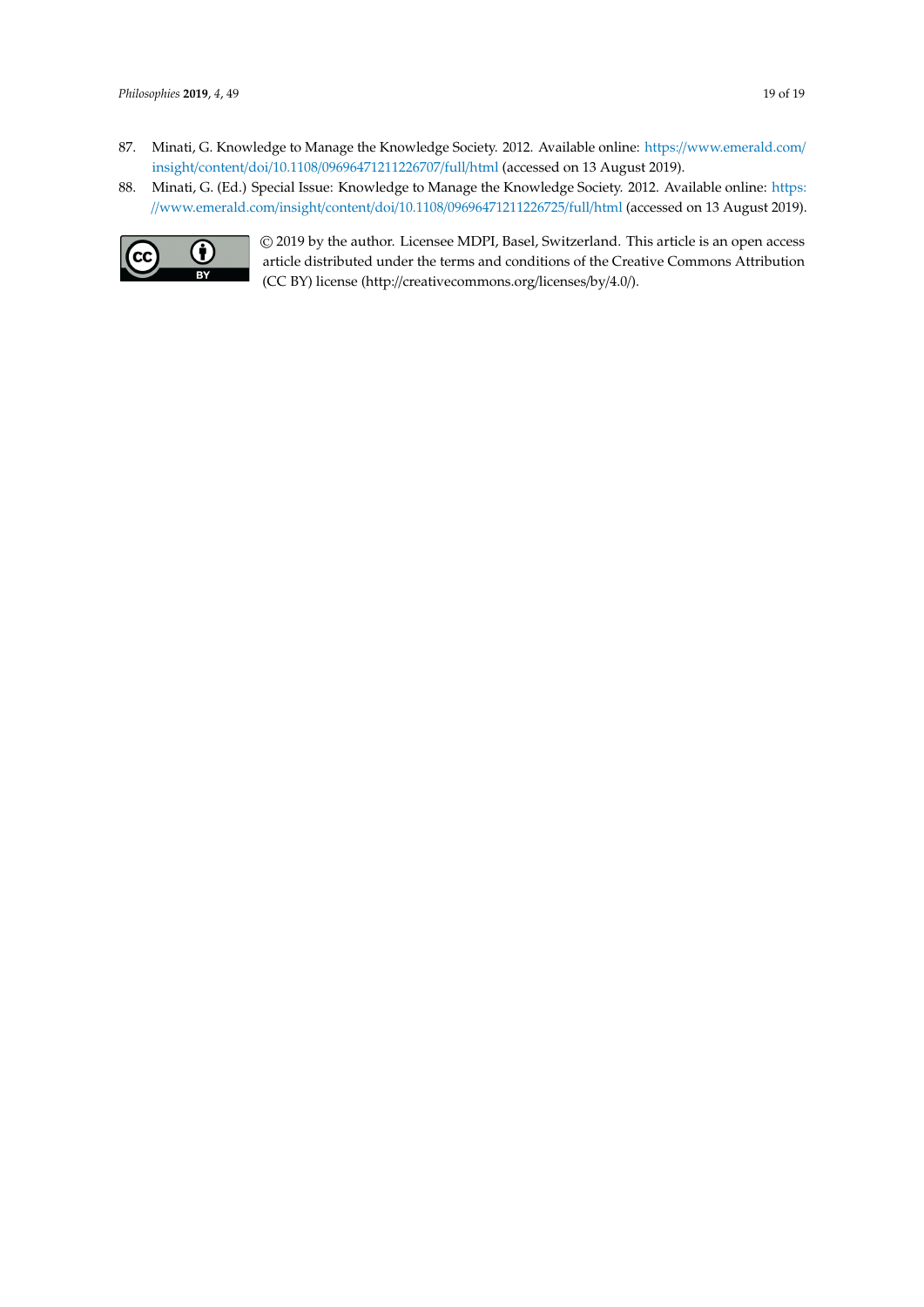87. Minati, G. Knowledge to Manage the Knowledge Society. 2012. Available online: https://www.emerald.com/insight/content/doi/10.1108/09696471211226707/full/html (accessed on 13 August 2019).
88. Minati, G. (Ed.) Special Issue: Knowledge to Manage the Knowledge Society. 2012. Available online: https://www.emerald.com/insight/content/doi/10.1108/09696471211226725/full/html (accessed on 13 August 2019).

© 2019 by the author. Licensee MDPI, Basel, Switzerland. This article is an open access article distributed under the terms and conditions of the Creative Commons Attribution (CC BY) license (http://creativecommons.org/licenses/by/4.0/).